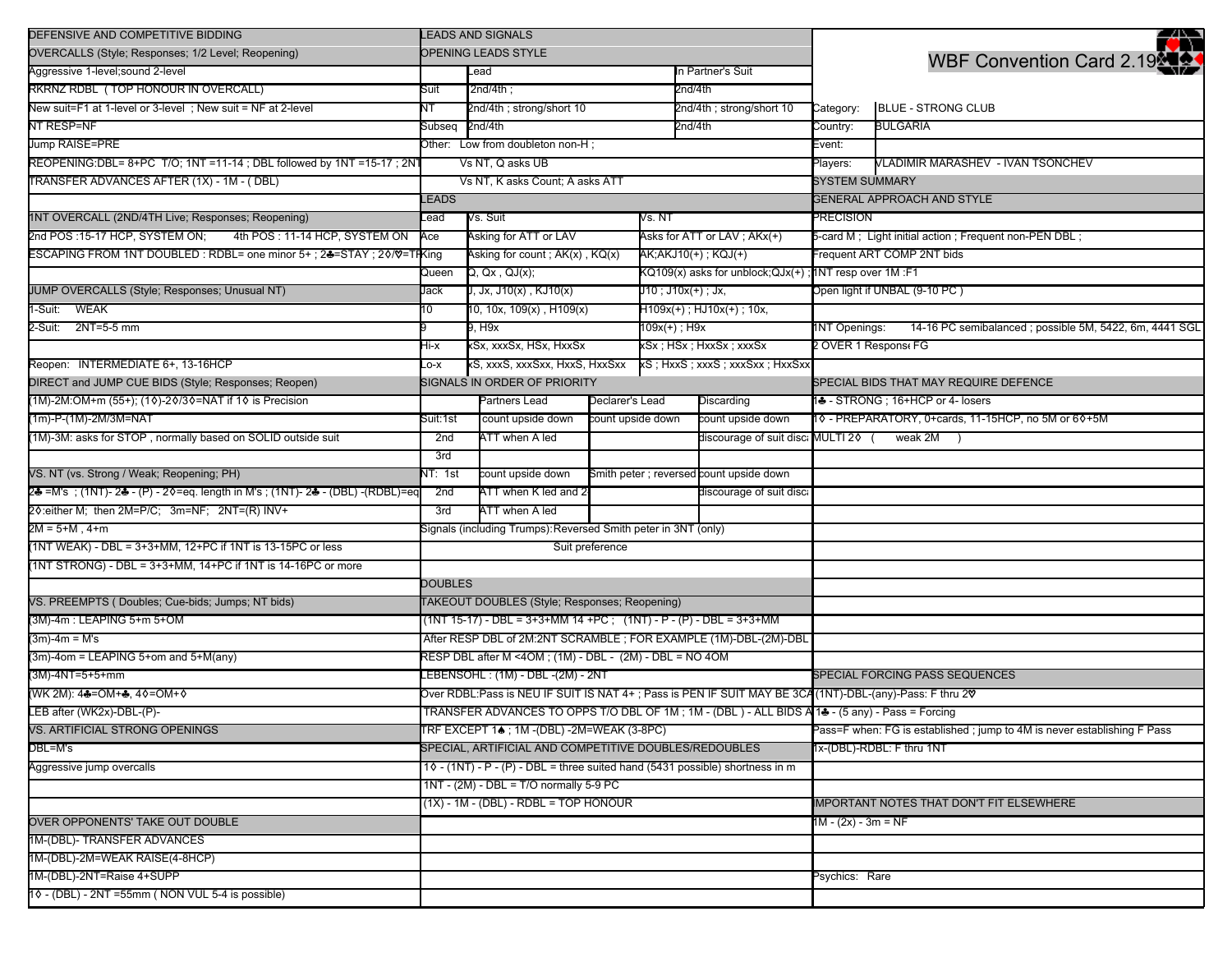# WBF Convention Card 2.19

| | |
|---|---|
| Category: | BLUE - STRONG CLUB |
| Country: | BULGARIA |
| Event: | |
| Players: | VLADIMIR MARASHEV - IVAN TSONCHEV |

## SYSTEM SUMMARY

### GENERAL APPROACH AND STYLE

PRECISION

5-card M ; Light initial action ; Frequent non-PEN DBL ;

Frequent ART COMP 2NT bids

1NT resp over 1M :F1

Open light if UNBAL (9-10 PC )

1NT Openings: 14-16 PC semibalanced ; possible 5M, 5422, 6m, 4441 SGL

2 OVER 1 Response FG

### SPECIAL BIDS THAT MAY REQUIRE DEFENCE

1♣ - STRONG ; 16+HCP or 4- losers

1◊ - PREPARATORY, 0+cards, 11-15HCP, no 5M or 6◊+5M

MULTI 2◊ ( weak 2M )

### SPECIAL FORCING PASS SEQUENCES

(1NT)-DBL-(any)-Pass: F thru 2♡

1♣ - (5 any) - Pass = Forcing

Pass=F when: FG is established ; jump to 4M is never establishing F Pass

1x-(DBL)-RDBL: F thru 1NT

### IMPORTANT NOTES THAT DON'T FIT ELSEWHERE

1M - (2x) - 3m = NF

Psychics: Rare

## DEFENSIVE AND COMPETITIVE BIDDING

### OVERCALLS (Style; Responses; 1/2 Level; Reopening)

Aggressive 1-level;sound 2-level

RKRNZ RDBL ( TOP HONOUR IN OVERCALL)

New suit=F1 at 1-level or 3-level ; New suit = NF at 2-level

NT RESP=NF

Jump RAISE=PRE

REOPENING:DBL= 8+PC T/O; 1NT =11-14 ; DBL followed by 1NT =15-17 ; 2NT

TRANSFER ADVANCES AFTER (1X) - 1M - ( DBL)

### 1NT OVERCALL (2ND/4TH Live; Responses; Reopening)

2nd POS :15-17 HCP, SYSTEM ON; 4th POS : 11-14 HCP, SYSTEM ON

ESCAPING FROM 1NT DOUBLED : RDBL= one minor 5+ ; 2♣=STAY ; 2◊/♡=TR

### JUMP OVERCALLS (Style; Responses; Unusual NT)

1-Suit: WEAK

2-Suit: 2NT=5-5 mm

Reopen: INTERMEDIATE 6+, 13-16HCP

### DIRECT and JUMP CUE BIDS (Style; Responses; Reopen)

(1M)-2M:OM+m (55+); (1◊)-2◊/3◊=NAT if 1◊ is Precision

(1m)-P-(1M)-2M/3M=NAT

(1M)-3M: asks for STOP , normally based on SOLID outside suit

### VS. NT (vs. Strong / Weak; Reopening; PH)

2♣ =M's ; (1NT)- 2♣ - (P) - 2◊=eq. length in M's ; (1NT)- 2♣ - (DBL) -(RDBL)=eq

2◊:either M; then 2M=P/C; 3m=NF; 2NT=(R) INV+

2M = 5+M , 4+m

(1NT WEAK) - DBL = 3+3+MM, 12+PC if 1NT is 13-15PC or less

(1NT STRONG) - DBL = 3+3+MM, 14+PC if 1NT is 14-16PC or more

### VS. PREEMPTS ( Doubles; Cue-bids; Jumps; NT bids)

(3M)-4m : LEAPING 5+m 5+OM

(3m)-4m = M's

(3m)-4om = LEAPING 5+om and 5+M(any)

(3M)-4NT=5+5+mm

(WK 2M): 4♣=OM+♣, 4◊=OM+◊

LEB after (WK2x)-DBL-(P)-

### VS. ARTIFICIAL STRONG OPENINGS

DBL=M's

Aggressive jump overcalls

### OVER OPPONENTS' TAKE OUT DOUBLE

1M-(DBL)- TRANSFER ADVANCES

1M-(DBL)-2M=WEAK RAISE(4-8HCP)

1M-(DBL)-2NT=Raise 4+SUPP

1◊ - (DBL) - 2NT =55mm ( NON VUL 5-4 is possible)

## LEADS AND SIGNALS

### OPENING LEADS STYLE

| | Lead | In Partner's Suit |
|---|---|---|
| Suit | 2nd/4th ; | 2nd/4th |
| NT | 2nd/4th ; strong/short 10 | 2nd/4th ; strong/short 10 |
| Subseq | 2nd/4th | 2nd/4th |

Other: Low from doubleton non-H ;

Vs NT, Q asks UB

Vs NT, K asks Count; A asks ATT

### LEADS

| Lead | Vs. Suit | Vs. NT |
|---|---|---|
| Ace | Asking for ATT or LAV | Asks for ATT or LAV ; AKx(+) |
| King | Asking for count ; AK(x) , KQ(x) | AK;AKJ10(+) ; KQJ(+) |
| Queen | Q, Qx , QJ(x); | KQ109(x) asks for unblock;QJx(+) ; |
| Jack | J, Jx, J10(x) , KJ10(x) | J10 ; J10x(+) ; Jx, |
| 10 | 10, 10x, 109(x) , H109(x) | H109x(+) ; HJ10x(+) ; 10x, |
| 9 | 9, H9x | 109x(+) ; H9x |
| Hi-x | xSx, xxxSx, HSx, HxxSx | xSx ; HSx ; HxxSx ; xxxSx |
| Lo-x | xS, xxxS, xxxSxx, HxxS, HxxSxx | xS ; HxxS ; xxxS ; xxxSxx ; HxxSxx |

### SIGNALS IN ORDER OF PRIORITY

| | | Partners Lead | Declarer's Lead | Discarding |
|---|---|---|---|---|
| Suit: | 1st | count upside down | count upside down | count upside down |
| | 2nd | ATT when A led | | discourage of suit disc |
| | 3rd | | | |
| NT: | 1st | count upside down | Smith peter ; reversed | count upside down |
| | 2nd | ATT when K led and 2 | | discourage of suit disc |
| | 3rd | ATT when A led | | |

Signals (including Trumps):Reversed Smith peter in 3NT (only)

Suit preference

## DOUBLES

### TAKEOUT DOUBLES (Style; Responses; Reopening)

(1NT 15-17) - DBL = 3+3+MM 14 +PC ; (1NT) - P - (P) - DBL = 3+3+MM

After RESP DBL of 2M:2NT SCRAMBLE ; FOR EXAMPLE (1M)-DBL-(2M)-DBL

RESP DBL after M <4OM ; (1M) - DBL - (2M) - DBL = NO 4OM

LEBENSOHL : (1M) - DBL -(2M) - 2NT

Over RDBL:Pass is NEU IF SUIT IS NAT 4+ ; Pass is PEN IF SUIT MAY BE 3CA

TRANSFER ADVANCES TO OPPS T/O DBL OF 1M ; 1M - (DBL ) - ALL BIDS A

TRF EXCEPT 1♠ ; 1M -(DBL) -2M=WEAK (3-8PC)

### SPECIAL, ARTIFICIAL AND COMPETITIVE DOUBLES/REDOUBLES

1◊ - (1NT) - P - (P) - DBL = three suited hand (5431 possible) shortness in m

1NT - (2M) - DBL = T/O normally 5-9 PC

(1X) - 1M - (DBL) - RDBL = TOP HONOUR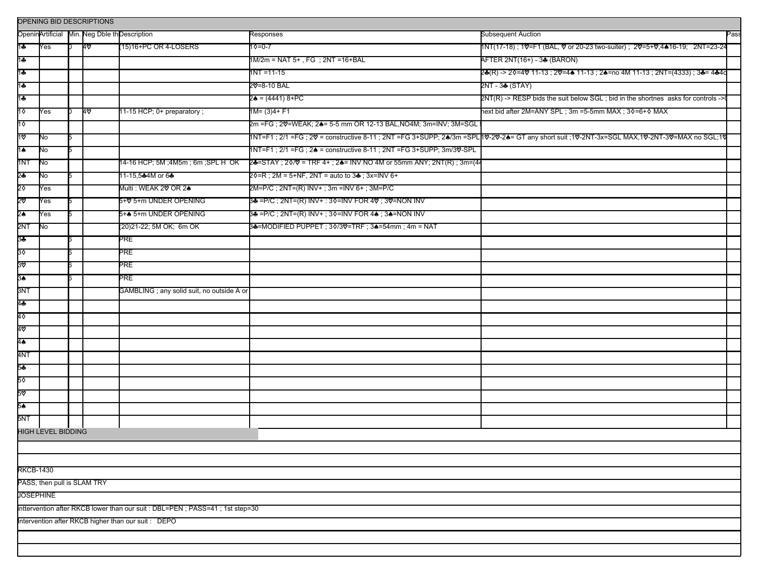OPENING BID DESCRIPTIONS

| Openin | Artificial | Min. | Neg Dble th | Description | Responses | Subsequent Auction | Pass |
|---|---|---|---|---|---|---|---|
| 1♣ | Yes | 0 | 4♡ | (15)16+PC OR 4-LOSERS | 1◊=0-7 | 1NT(17-18) ; 1♡=F1 (BAL, ♡ or 20-23 two-suiter) ; 2♡=5+♡,4♠16-19; 2NT=23-24 | |
| 1♣ | | | | | 1M/2m = NAT 5+ , FG ; 2NT =16+BAL | AFTER 2NT(16+) - 3♣ (BARON) | |
| 1♣ | | | | | 1NT =11-15 | 2♣(R) -> 2◊=4♡ 11-13 ; 2♡=4♠ 11-13 ; 2♠=no 4M 11-13 ; 2NT=(4333) ; 3♣= 4♣4◊ | |
| 1♣ | | | | | 2♡=8-10 BAL | 2NT - 3♣ (STAY) | |
| 1♣ | | | | | 2♠ = (4441) 8+PC | 2NT(R) -> RESP bids the suit below SGL ; bid in the shortnes asks for controls ->( | |
| 1◊ | Yes | 0 | 4♡ | 11-15 HCP; 0+ preparatory ; | 1M= (3)4+ F1 | next bid after 2M=ANY SPL ; 3m =5-5mm MAX ; 3◊=6+◊ MAX | |
| 1◊ | | | | | 2m =FG ; 2♡=WEAK; 2♠= 5-5 mm OR 12-13 BAL,NO4M; 3m=INV; 3M=SGL | | |
| 1♡ | No | 5 | | | 1NT=F1 ; 2/1 =FG ; 2♡ = constructive 8-11 ; 2NT =FG 3+SUPP; 2♠/3m =SPL | 1♡-2♡-2♠= GT any short suit ;1♡-2NT-3x=SGL MAX,1♡-2NT-3♡=MAX no SGL;1♡ | |
| 1♠ | No | 5 | | | 1NT=F1 ; 2/1 =FG ; 2♠ = constructive 8-11 ; 2NT =FG 3+SUPP; 3m/3♡-SPL | | |
| 1NT | No | | | 14-16 HCP; 5M ;4M5m ; 6m ;SPL H OK | 2♣=STAY ; 2◊/♡ = TRF 4+ ; 2♠= INV NO 4M or 55mm ANY; 2NT(R) ; 3m=(4 | | |
| 2♣ | No | 5 | | 11-15,5♣4M or 6♣ | 2◊=R ; 2M = 5+NF, 2NT = auto to 3♣ ; 3x=INV 6+ | | |
| 2◊ | Yes | | | Multi : WEAK 2♡ OR 2♠ | 2M=P/C ; 2NT=(R) INV+ ; 3m =INV 6+ ; 3M=P/C | | |
| 2♡ | Yes | 5 | | 5+♡ 5+m UNDER OPENING | 3♣ =P/C ; 2NT=(R) INV+ : 3◊=INV FOR 4♡ ; 3♡=NON INV | | |
| 2♠ | Yes | 5 | | 5+♠ 5+m UNDER OPENING | 3♣ =P/C ; 2NT=(R) INV+ ; 3◊=INV FOR 4♠ ; 3♠=NON INV | | |
| 2NT | No | | | (20)21-22; 5M OK; 6m OK | 3♣=MODIFIED PUPPET ; 3◊/3♡=TRF ; 3♠=54mm ; 4m = NAT | | |
| 3♣ | | 6 | | PRE | | | |
| 3◊ | | 6 | | PRE | | | |
| 3♡ | | 6 | | PRE | | | |
| 3♠ | | 6 | | PRE | | | |
| 3NT | | | | GAMBLING ; any solid suit, no outside A or | | | |
| 4♣ | | | | | | | |
| 4◊ | | | | | | | |
| 4♡ | | | | | | | |
| 4♠ | | | | | | | |
| 4NT | | | | | | | |
| 5♣ | | | | | | | |
| 5◊ | | | | | | | |
| 5♡ | | | | | | | |
| 5♠ | | | | | | | |
| 5NT | | | | | | | |

HIGH LEVEL BIDDING

RKCB-1430

PASS, then pull is SLAM TRY

JOSEPHINE

Inttervention after RKCB lower than our suit : DBL=PEN ; PASS=41 ; 1st step=30

Intervention after RKCB higher than our suit : DEPO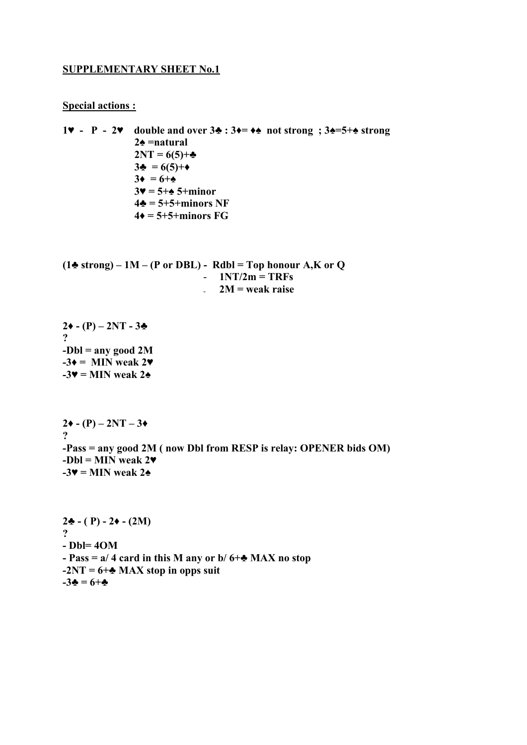**SUPPLEMENTARY SHEET No.1**

**Special actions :**

**1♥ - P - 2♥ double and over 3♣ : 3♦= ♦♠ not strong ; 3♠=5+♠ strong**

**2♠ =natural**
**2NT = 6(5)+♣**
**3♣ = 6(5)+♦**
**3♦ = 6+♠**
**3♥ = 5+♠ 5+minor**
**4♣ = 5+5+minors NF**
**4♦ = 5+5+minors FG**

**(1♣ strong) – 1M – (P or DBL) - Rdbl = Top honour A,K or Q**
**- 1NT/2m = TRFs**
**- 2M = weak raise**

**2♦ - (P) – 2NT - 3♣**
**?**
**-Dbl = any good 2M**
**-3♦ = MIN weak 2♥**
**-3♥ = MIN weak 2♠**

**2♦ - (P) – 2NT – 3♦**
**?**
**-Pass = any good 2M ( now Dbl from RESP is relay: OPENER bids OM)**
**-Dbl = MIN weak 2♥**
**-3♥ = MIN weak 2♠**

**2♣ - ( P) - 2♦ - (2M)**
**?**
**- Dbl= 4OM**
**- Pass = a/ 4 card in this M any or b/ 6+♣ MAX no stop**
**-2NT = 6+♣ MAX stop in opps suit**
**-3♣ = 6+♣**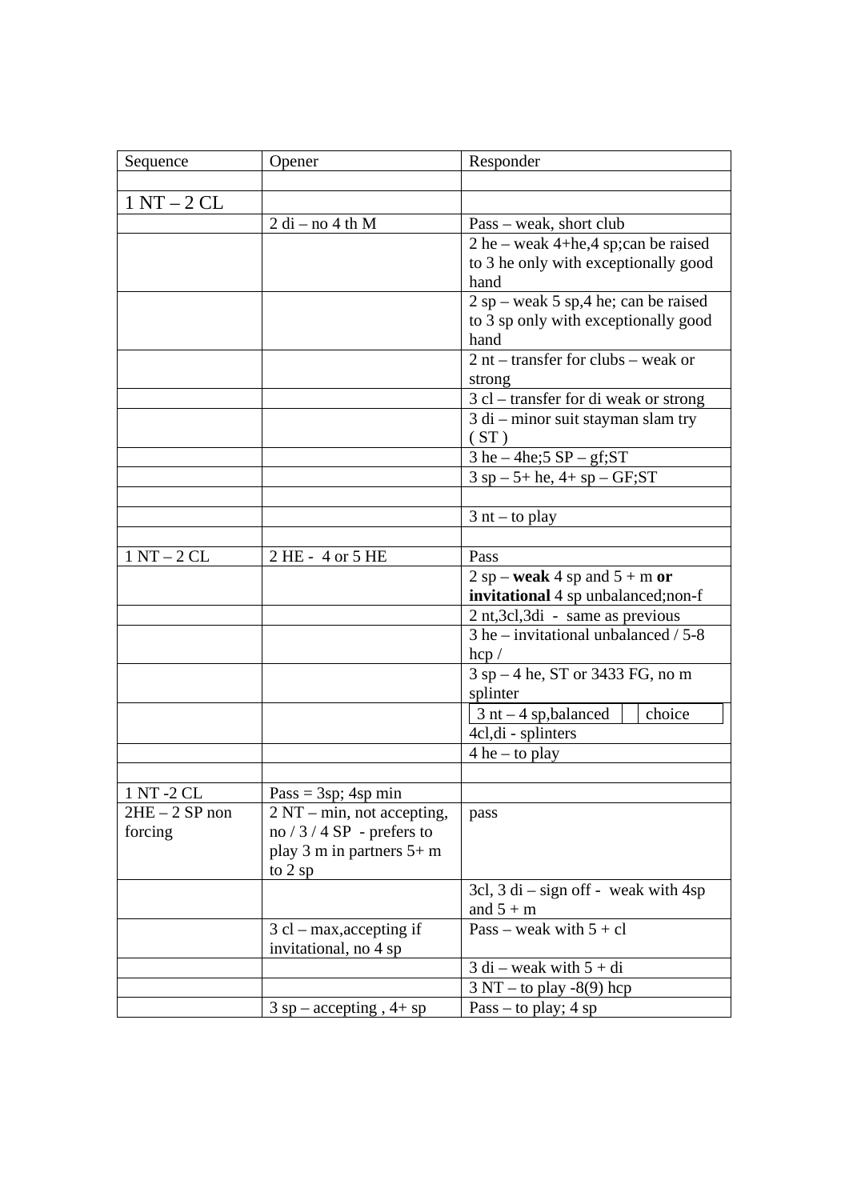| Sequence | Opener | Responder |
|---|---|---|
| | | |
| 1 NT – 2 CL | | |
| | 2 di – no 4 th M | Pass – weak, short club |
| | | 2 he – weak 4+he,4 sp;can be raised to 3 he only with exceptionally good hand |
| | | 2 sp – weak 5 sp,4 he; can be raised to 3 sp only with exceptionally good hand |
| | | 2 nt – transfer for clubs – weak or strong |
| | | 3 cl – transfer for di weak or strong |
| | | 3 di – minor suit stayman slam try ( ST ) |
| | | 3 he – 4he;5 SP – gf;ST |
| | | 3 sp – 5+ he, 4+ sp – GF;ST |
| | | |
| | | 3 nt – to play |
| | | |
| 1 NT – 2 CL | 2 HE - 4 or 5 HE | Pass |
| | | 2 sp – **weak** 4 sp and 5 + m **or invitational** 4 sp unbalanced;non-f |
| | | 2 nt,3cl,3di - same as previous |
| | | 3 he – invitational unbalanced / 5-8 hcp / |
| | | 3 sp – 4 he, ST or 3433 FG, no m splinter |
| | | 3 nt – 4 sp,balanced choice |
| | | 4cl,di - splinters |
| | | 4 he – to play |
| | | |
| 1 NT -2 CL | Pass = 3sp; 4sp min | |
| 2HE – 2 SP non forcing | 2 NT – min, not accepting, no / 3 / 4 SP - prefers to play 3 m in partners 5+ m to 2 sp | pass |
| | | 3cl, 3 di – sign off - weak with 4sp and 5 + m |
| | 3 cl – max,accepting if invitational, no 4 sp | Pass – weak with 5 + cl |
| | | 3 di – weak with 5 + di |
| | | 3 NT – to play -8(9) hcp |
| | 3 sp – accepting , 4+ sp | Pass – to play; 4 sp |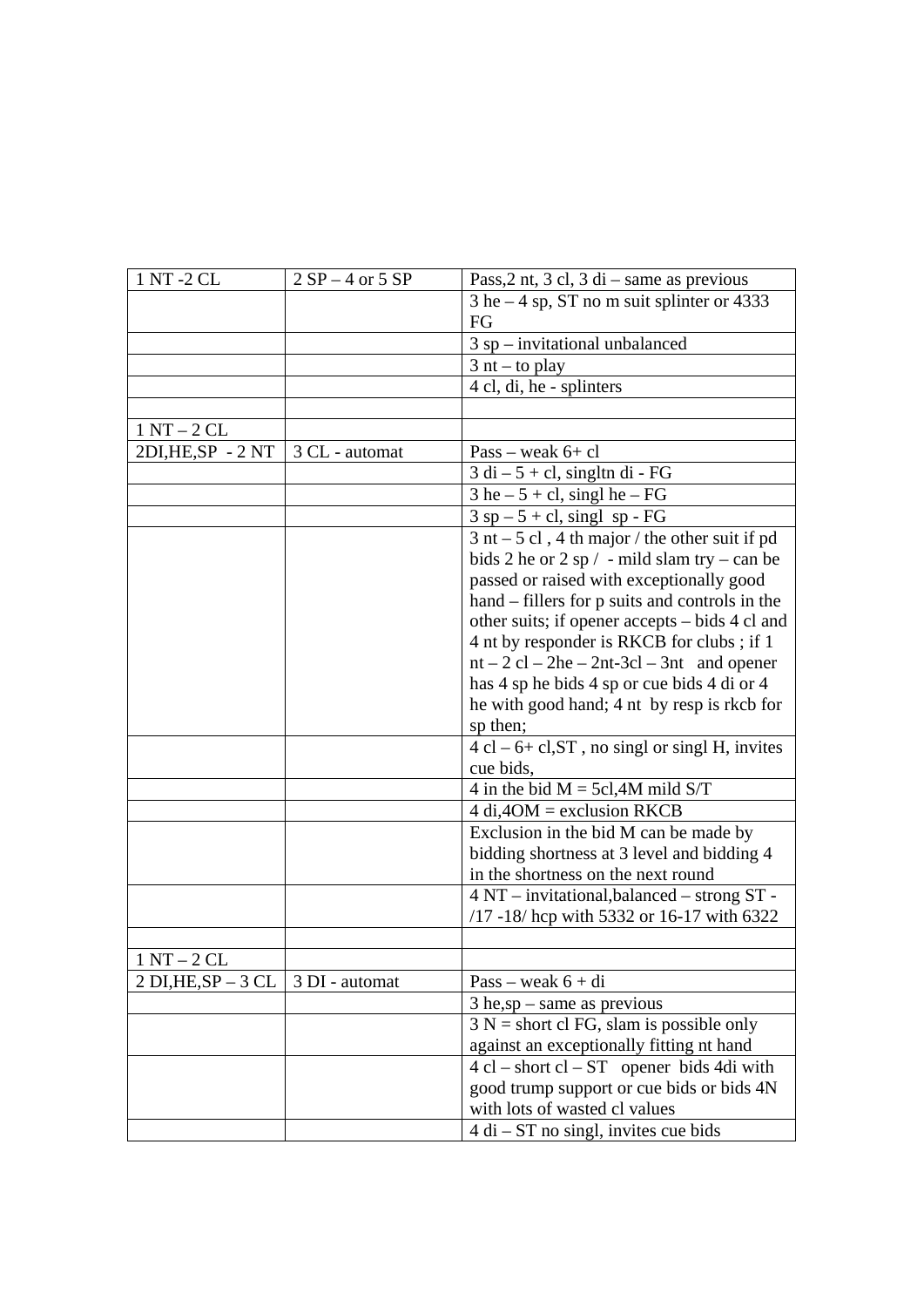| 1 NT -2 CL | 2 SP – 4 or 5 SP | Pass,2 nt, 3 cl, 3 di – same as previous |
|---|---|---|
| | | 3 he – 4 sp, ST no m suit splinter or 4333 FG |
| | | 3 sp – invitational unbalanced |
| | | 3 nt – to play |
| | | 4 cl, di, he - splinters |
| | | |
| 1 NT – 2 CL | | |
| 2DI,HE,SP - 2 NT | 3 CL - automat | Pass – weak 6+ cl |
| | | 3 di – 5 + cl, singltn di - FG |
| | | 3 he – 5 + cl, singl he – FG |
| | | 3 sp – 5 + cl, singl sp - FG |
| | | 3 nt – 5 cl , 4 th major / the other suit if pd bids 2 he or 2 sp / - mild slam try – can be passed or raised with exceptionally good hand – fillers for p suits and controls in the other suits; if opener accepts – bids 4 cl and 4 nt by responder is RKCB for clubs ; if 1 nt – 2 cl – 2he – 2nt-3cl – 3nt and opener has 4 sp he bids 4 sp or cue bids 4 di or 4 he with good hand; 4 nt by resp is rkcb for sp then; |
| | | 4 cl – 6+ cl,ST , no singl or singl H, invites cue bids, |
| | | 4 in the bid M = 5cl,4M mild S/T |
| | | 4 di,4OM = exclusion RKCB |
| | | Exclusion in the bid M can be made by bidding shortness at 3 level and bidding 4 in the shortness on the next round |
| | | 4 NT – invitational,balanced – strong ST - /17 -18/ hcp with 5332 or 16-17 with 6322 |
| | | |
| 1 NT – 2 CL | | |
| 2 DI,HE,SP – 3 CL | 3 DI - automat | Pass – weak 6 + di |
| | | 3 he,sp – same as previous |
| | | 3 N = short cl FG, slam is possible only against an exceptionally fitting nt hand |
| | | 4 cl – short cl – ST opener bids 4di with good trump support or cue bids or bids 4N with lots of wasted cl values |
| | | 4 di – ST no singl, invites cue bids |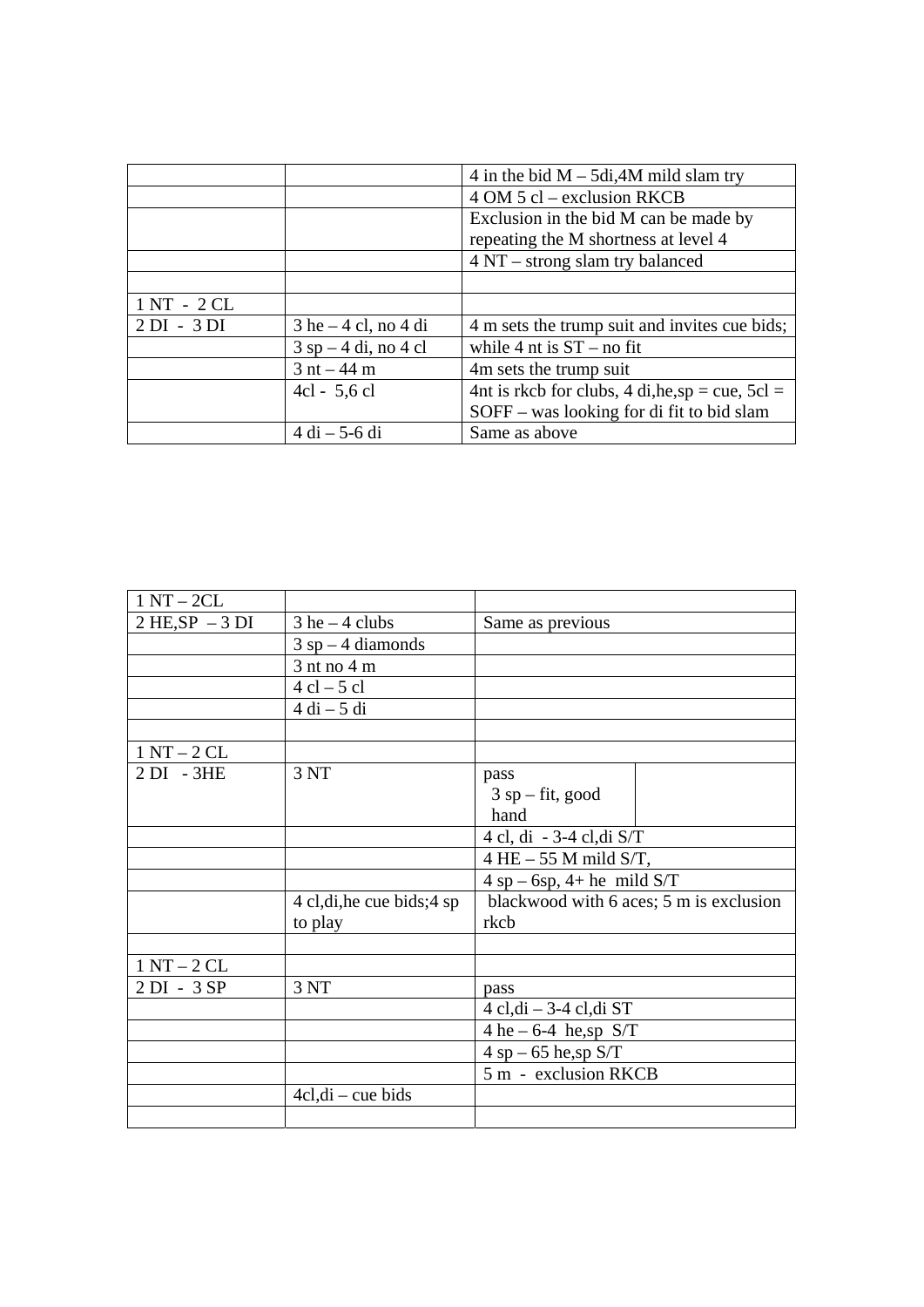| | | |
|---|---|---|
| | | 4 in the bid M – 5di,4M mild slam try |
| | | 4 OM 5 cl – exclusion RKCB |
| | | Exclusion in the bid M can be made by repeating the M shortness at level 4 |
| | | 4 NT – strong slam try balanced |
| | | |
| 1 NT - 2 CL | | |
| 2 DI - 3 DI | 3 he – 4 cl, no 4 di | 4 m sets the trump suit and invites cue bids; |
| | 3 sp – 4 di, no 4 cl | while 4 nt is ST – no fit |
| | 3 nt – 44 m | 4m sets the trump suit |
| | 4cl - 5,6 cl | 4nt is rkcb for clubs, 4 di,he,sp = cue, 5cl = SOFF – was looking for di fit to bid slam |
| | 4 di – 5-6 di | Same as above |

| | | | |
|---|---|---|---|
| 1 NT – 2CL | | | |
| 2 HE,SP – 3 DI | 3 he – 4 clubs | Same as previous | |
| | 3 sp – 4 diamonds | | |
| | 3 nt no 4 m | | |
| | 4 cl – 5 cl | | |
| | 4 di – 5 di | | |
| | | | |
| 1 NT – 2 CL | | | |
| 2 DI - 3HE | 3 NT | pass<br>3 sp – fit, good hand | |
| | | 4 cl, di - 3-4 cl,di S/T | |
| | | 4 HE – 55 M mild S/T, | |
| | | 4 sp – 6sp, 4+ he mild S/T | |
| | 4 cl,di,he cue bids;4 sp to play | blackwood with 6 aces; 5 m is exclusion rkcb | |
| | | | |
| 1 NT – 2 CL | | | |
| 2 DI - 3 SP | 3 NT | pass | |
| | | 4 cl,di – 3-4 cl,di ST | |
| | | 4 he – 6-4 he,sp S/T | |
| | | 4 sp – 65 he,sp S/T | |
| | | 5 m - exclusion RKCB | |
| | 4cl,di – cue bids | | |
| | | | |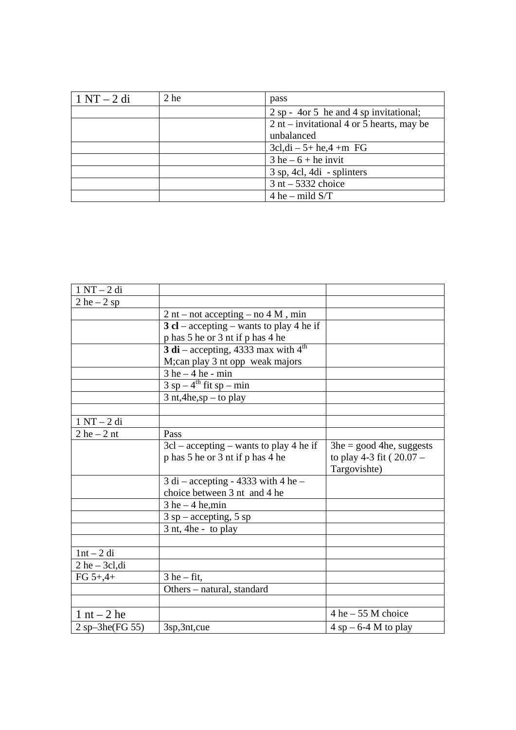| 1 NT – 2 di | 2 he | pass |
|---|---|---|
| | | 2 sp - 4or 5 he and 4 sp invitational; |
| | | 2 nt – invitational 4 or 5 hearts, may be unbalanced |
| | | 3cl,di – 5+ he,4 +m FG |
| | | 3 he – 6 + he invit |
| | | 3 sp, 4cl, 4di - splinters |
| | | 3 nt – 5332 choice |
| | | 4 he – mild S/T |

| 1 NT – 2 di | | |
|---|---|---|
| 2 he – 2 sp | | |
| | 2 nt – not accepting – no 4 M , min | |
| | **3 cl** – accepting – wants to play 4 he if p has 5 he or 3 nt if p has 4 he | |
| | **3 di** – accepting, 4333 max with 4th M;can play 3 nt opp weak majors | |
| | 3 he – 4 he - min | |
| | 3 sp – 4th fit sp – min | |
| | 3 nt,4he,sp – to play | |
| | | |
| 1 NT – 2 di | | |
| 2 he – 2 nt | Pass | |
| | 3cl – accepting – wants to play 4 he if p has 5 he or 3 nt if p has 4 he | 3he = good 4he, suggests to play 4-3 fit ( 20.07 – Targovishte) |
| | 3 di – accepting - 4333 with 4 he – choice between 3 nt and 4 he | |
| | 3 he – 4 he,min | |
| | 3 sp – accepting, 5 sp | |
| | 3 nt, 4he - to play | |
| | | |
| 1nt – 2 di | | |
| 2 he – 3cl,di | | |
| FG 5+,4+ | 3 he – fit, | |
| | Others – natural, standard | |
| | | |
| 1 nt – 2 he | | 4 he – 55 M choice |
| 2 sp–3he(FG 55) | 3sp,3nt,cue | 4 sp – 6-4 M to play |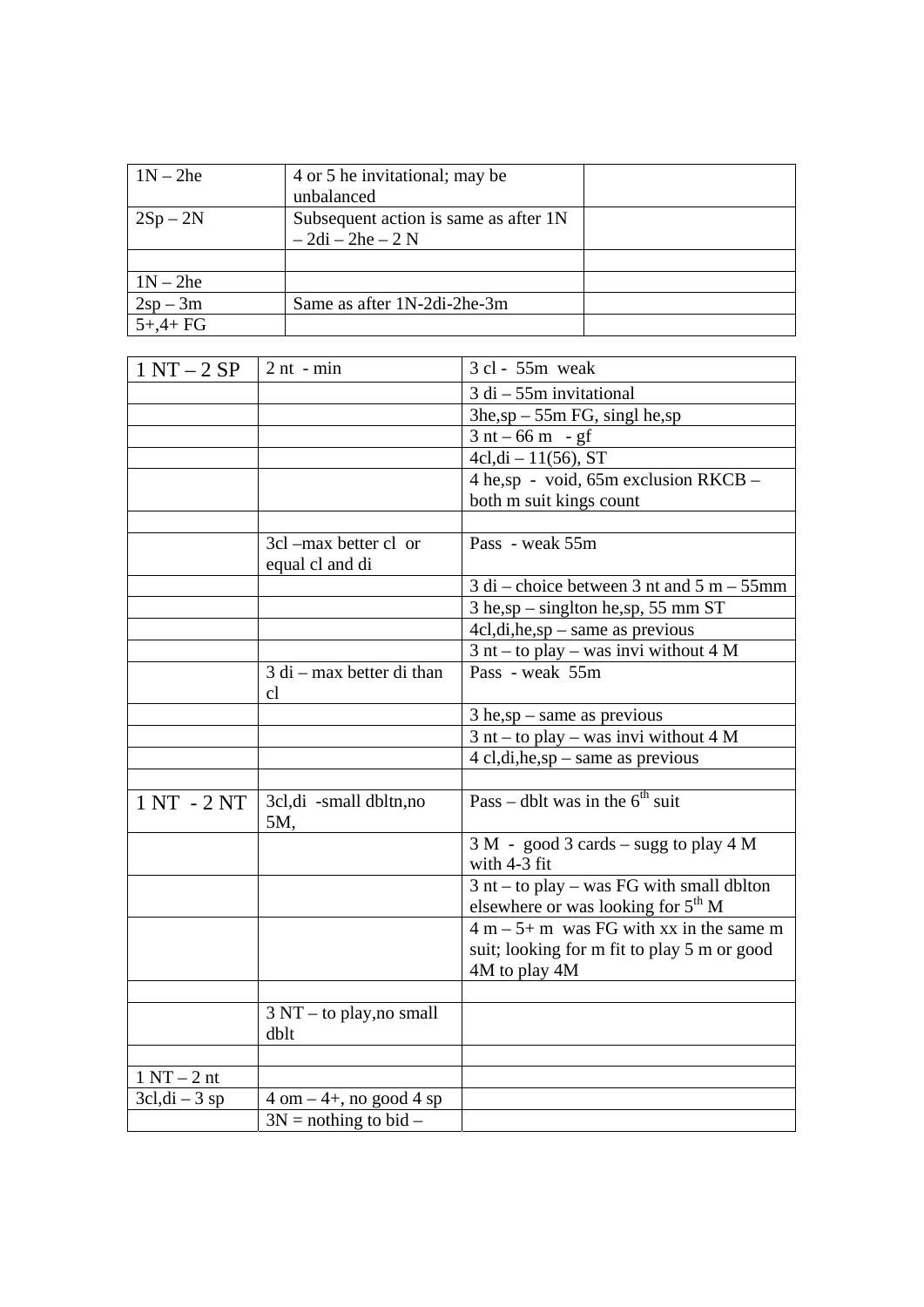| | | |
|---|---|---|
| 1N – 2he | 4 or 5 he invitational; may be unbalanced | |
| 2Sp – 2N | Subsequent action is same as after 1N – 2di – 2he – 2 N | |
| | | |
| 1N – 2he | | |
| 2sp – 3m | Same as after 1N-2di-2he-3m | |
| 5+,4+ FG | | |

| | | |
|---|---|---|
| 1 NT – 2 SP | 2 nt - min | 3 cl - 55m weak |
| | | 3 di – 55m invitational |
| | | 3he,sp – 55m FG, singl he,sp |
| | | 3 nt – 66 m - gf |
| | | 4cl,di – 11(56), ST |
| | | 4 he,sp - void, 65m exclusion RKCB – both m suit kings count |
| | | |
| | 3cl –max better cl or equal cl and di | Pass - weak 55m |
| | | 3 di – choice between 3 nt and 5 m – 55mm |
| | | 3 he,sp – singlton he,sp, 55 mm ST |
| | | 4cl,di,he,sp – same as previous |
| | | 3 nt – to play – was invi without 4 M |
| | 3 di – max better di than cl | Pass - weak 55m |
| | | 3 he,sp – same as previous |
| | | 3 nt – to play – was invi without 4 M |
| | | 4 cl,di,he,sp – same as previous |
| | | |
| 1 NT - 2 NT | 3cl,di -small dbltn,no 5M, | Pass – dblt was in the 6th suit |
| | | 3 M - good 3 cards – sugg to play 4 M with 4-3 fit |
| | | 3 nt – to play – was FG with small dblton elsewhere or was looking for 5th M |
| | | 4 m – 5+ m was FG with xx in the same m suit; looking for m fit to play 5 m or good 4M to play 4M |
| | | |
| | 3 NT – to play,no small dblt | |
| | | |
| 1 NT – 2 nt | | |
| 3cl,di – 3 sp | 4 om – 4+, no good 4 sp | |
| | 3N = nothing to bid – | |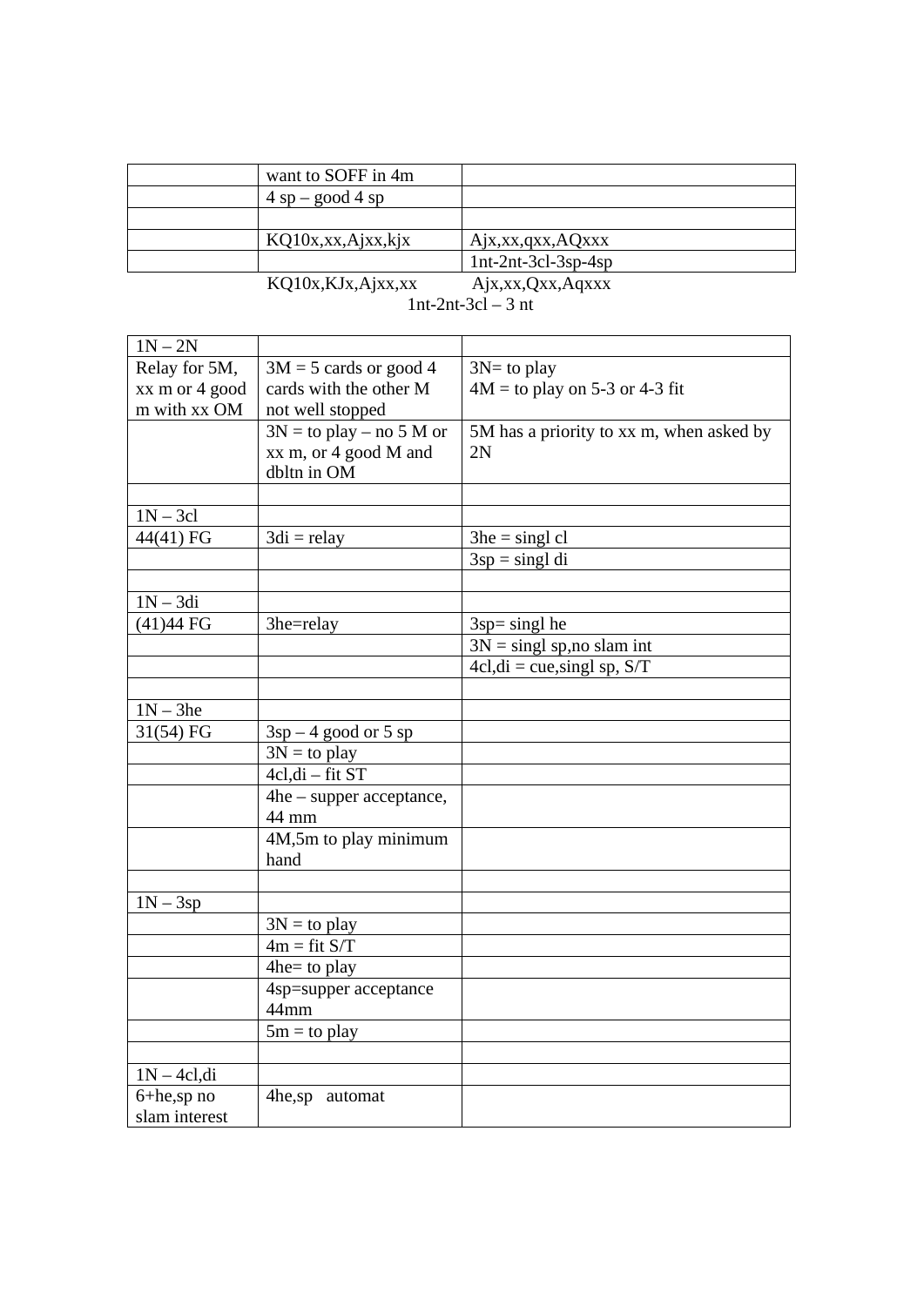| | | |
|---|---|---|
| | want to SOFF in 4m | |
| | 4 sp – good 4 sp | |
| | | |
| | KQ10x,xx,Ajxx,kjx | Ajx,xx,qxx,AQxxx |
| | | 1nt-2nt-3cl-3sp-4sp |

KQ10x,KJx,Ajxx,xx Ajx,xx,Qxx,Aqxxx

1nt-2nt-3cl – 3 nt

| 1N – 2N | | |
|---|---|---|
| Relay for 5M, xx m or 4 good m with xx OM | 3M = 5 cards or good 4 cards with the other M not well stopped | 3N= to play<br>4M = to play on 5-3 or 4-3 fit |
| | 3N = to play – no 5 M or xx m, or 4 good M and dbltn in OM | 5M has a priority to xx m, when asked by 2N |
| | | |
| 1N – 3cl | | |
| 44(41) FG | 3di = relay | 3he = singl cl |
| | | 3sp = singl di |
| | | |
| 1N – 3di | | |
| (41)44 FG | 3he=relay | 3sp= singl he |
| | | 3N = singl sp,no slam int |
| | | 4cl,di = cue,singl sp, S/T |
| | | |
| 1N – 3he | | |
| 31(54) FG | 3sp – 4 good or 5 sp | |
| | 3N = to play | |
| | 4cl,di – fit ST | |
| | 4he – supper acceptance, 44 mm | |
| | 4M,5m to play minimum hand | |
| | | |
| 1N – 3sp | | |
| | 3N = to play | |
| | 4m = fit S/T | |
| | 4he= to play | |
| | 4sp=supper acceptance 44mm | |
| | 5m = to play | |
| | | |
| 1N – 4cl,di | | |
| 6+he,sp no slam interest | 4he,sp automat | |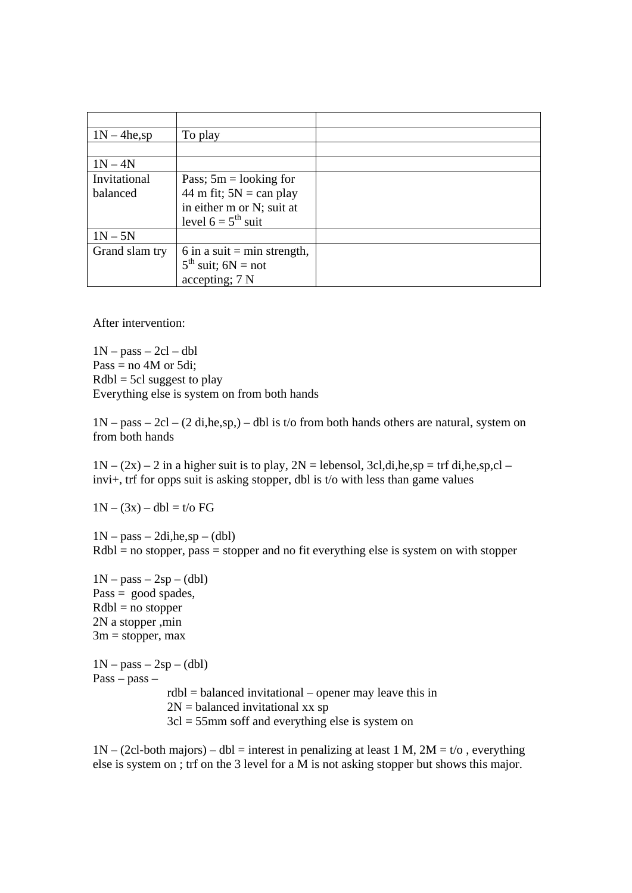| | | |
|---|---|---|
| 1N – 4he,sp | To play | |
| | | |
| 1N – 4N | | |
| Invitational balanced | Pass; 5m = looking for 44 m fit; 5N = can play in either m or N; suit at level 6 = 5th suit | |
| 1N – 5N | | |
| Grand slam try | 6 in a suit = min strength, 5th suit; 6N = not accepting; 7 N | |

After intervention:

1N – pass – 2cl – dbl
Pass = no 4M or 5di;
Rdbl = 5cl suggest to play
Everything else is system on from both hands

1N – pass – 2cl – (2 di,he,sp,) – dbl is t/o from both hands others are natural, system on from both hands

1N – (2x) – 2 in a higher suit is to play, 2N = lebensol, 3cl,di,he,sp = trf di,he,sp,cl – invi+, trf for opps suit is asking stopper, dbl is t/o with less than game values

1N – (3x) – dbl = t/o FG

1N – pass – 2di,he,sp – (dbl)
Rdbl = no stopper, pass = stopper and no fit everything else is system on with stopper

1N – pass – 2sp – (dbl)
Pass = good spades,
Rdbl = no stopper
2N a stopper ,min
3m = stopper, max

1N – pass – 2sp – (dbl)
Pass – pass –
rdbl = balanced invitational – opener may leave this in
2N = balanced invitational xx sp
3cl = 55mm soff and everything else is system on

1N – (2cl-both majors) – dbl = interest in penalizing at least 1 M, 2M = t/o , everything else is system on ; trf on the 3 level for a M is not asking stopper but shows this major.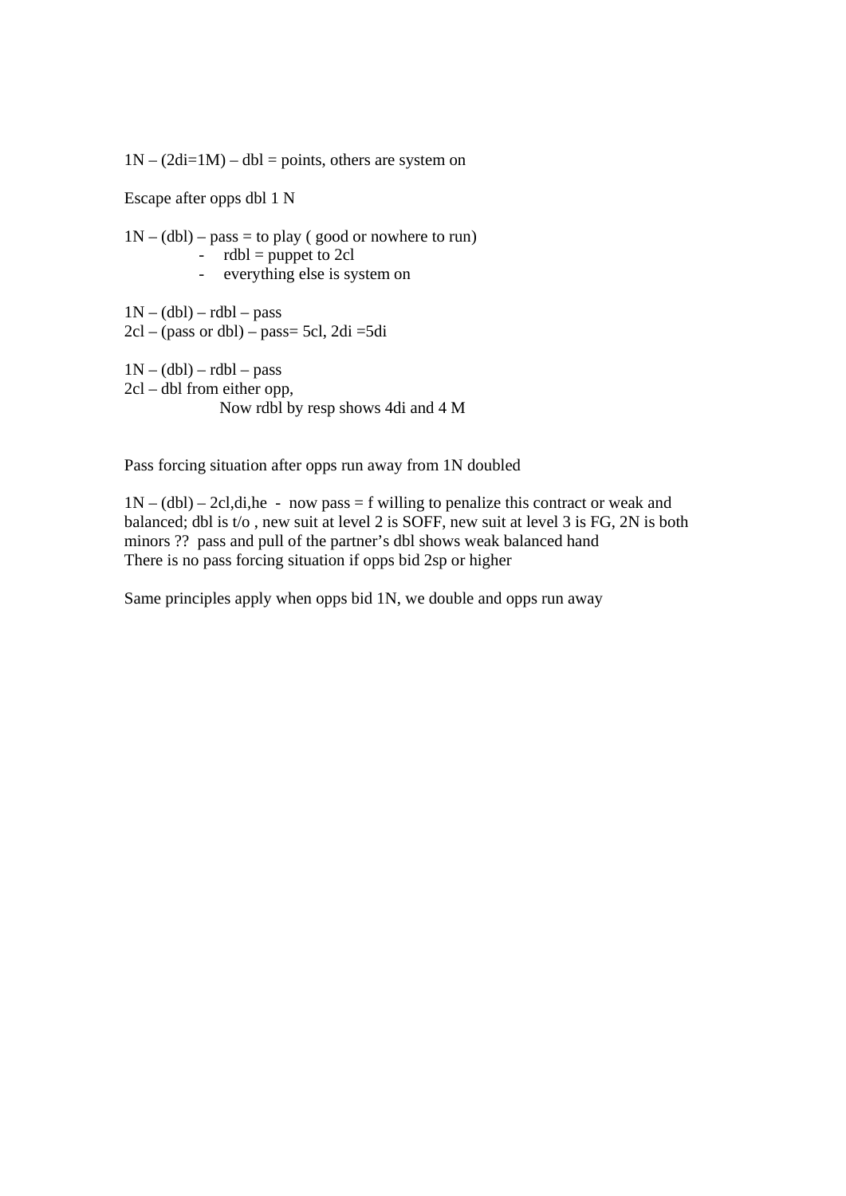1N – (2di=1M) – dbl = points, others are system on

Escape after opps dbl 1 N

1N – (dbl) – pass = to play ( good or nowhere to run)

- rdbl = puppet to 2cl
- everything else is system on

1N – (dbl) – rdbl – pass  
2cl – (pass or dbl) – pass= 5cl, 2di =5di

1N – (dbl) – rdbl – pass  
2cl – dbl from either opp,  
Now rdbl by resp shows 4di and 4 M

Pass forcing situation after opps run away from 1N doubled

1N – (dbl) – 2cl,di,he - now pass = f willing to penalize this contract or weak and balanced; dbl is t/o , new suit at level 2 is SOFF, new suit at level 3 is FG, 2N is both minors ?? pass and pull of the partner's dbl shows weak balanced hand  
There is no pass forcing situation if opps bid 2sp or higher

Same principles apply when opps bid 1N, we double and opps run away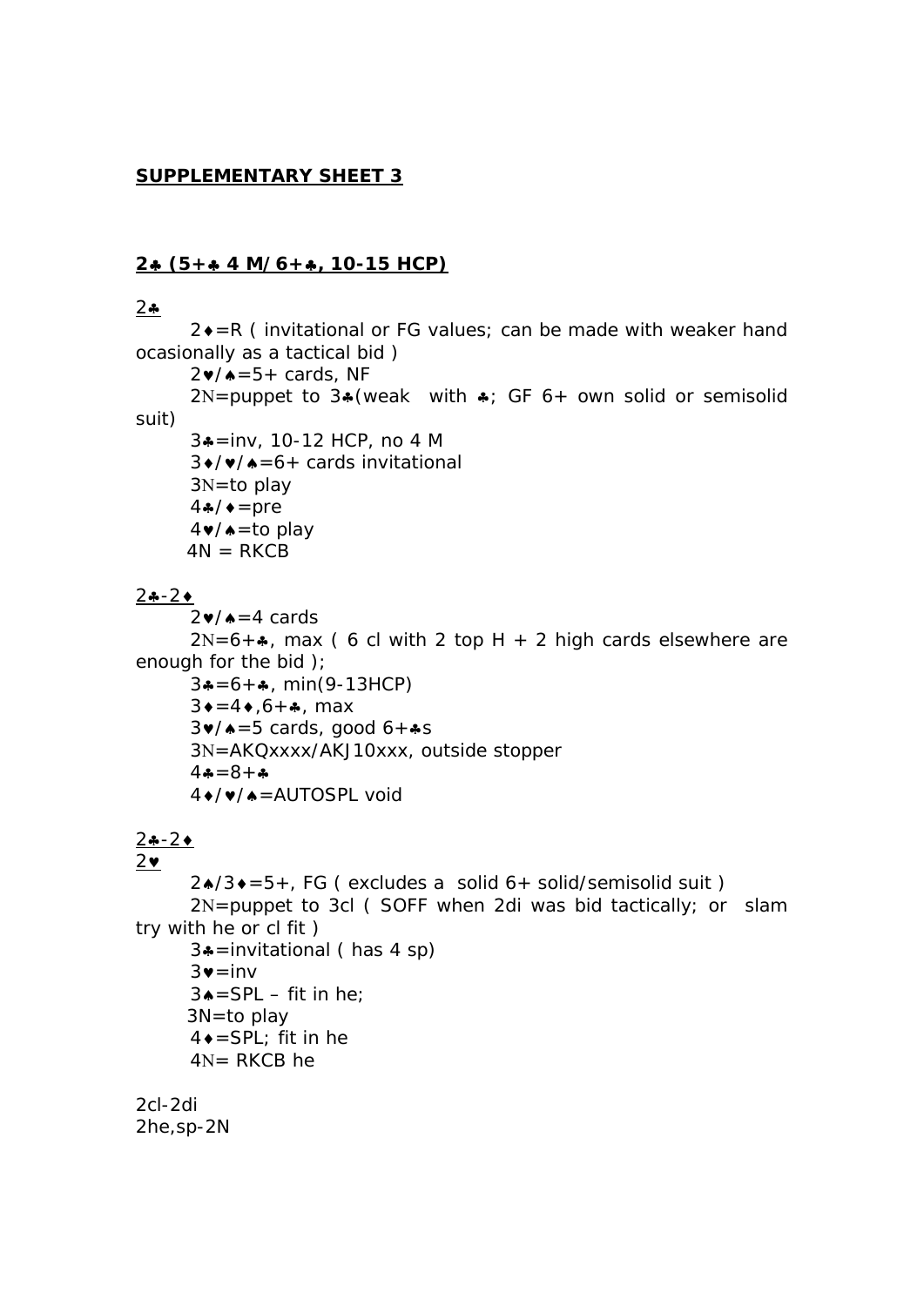**SUPPLEMENTARY SHEET 3**

**2♣ (5+♣ 4 M/6+♣, 10-15 HCP)**

2♣

- 2♦=R ( invitational or FG values; can be made with weaker hand ocasionally as a tactical bid )
- 2♥/♠=5+ cards, NF
- 2N=puppet to 3♣(weak with ♣; GF 6+ own solid or semisolid suit)
- 3♣=inv, 10-12 HCP, no 4 M
- 3♦/♥/♠=6+ cards invitational
- 3N=to play
- 4♣/♦=pre
- 4♥/♠=to play
- 4N = RKCB

2♣-2♦

- 2♥/♠=4 cards
- 2N=6+♣, max ( 6 cl with 2 top H + 2 high cards elsewhere are enough for the bid );
- 3♣=6+♣, min(9-13HCP)
- 3♦=4♦,6+♣, max
- 3♥/♠=5 cards, good 6+♣s
- 3N=AKQxxxx/AKJ10xxx, outside stopper
- 4♣=8+♣
- 4♦/♥/♠=AUTOSPL void

2♣-2♦
2♥

- 2♠/3♦=5+, FG ( excludes a solid 6+ solid/semisolid suit )
- 2N=puppet to 3cl ( SOFF when 2di was bid tactically; or slam try with he or cl fit )
- 3♣=invitational ( has 4 sp)
- 3♥=inv
- 3♠=SPL – fit in he;
- 3N=to play
- 4♦=SPL; fit in he
- 4N= RKCB he

2cl-2di
2he,sp-2N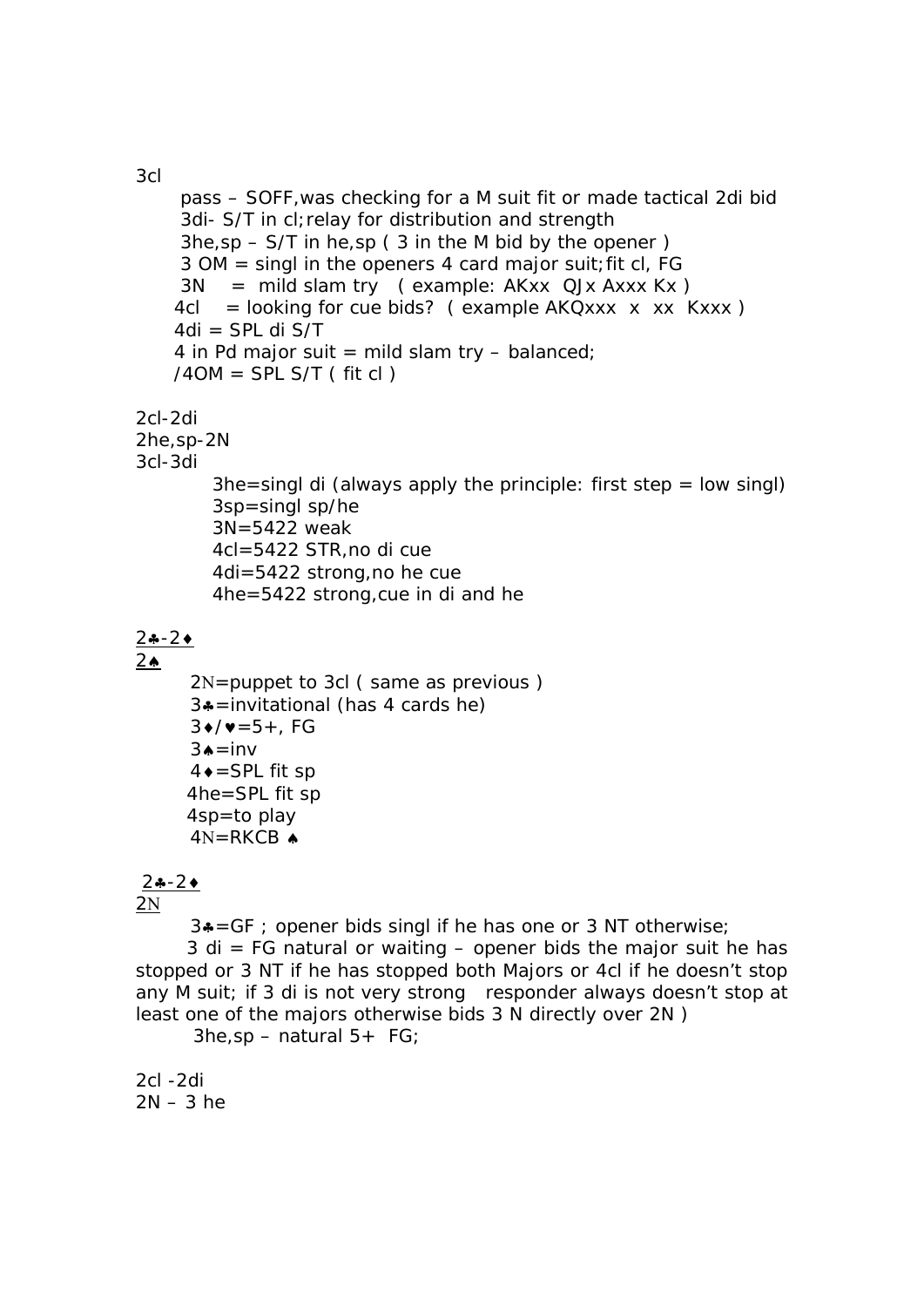3cl

pass – SOFF,was checking for a M suit fit or made tactical 2di bid
3di- S/T in cl;relay for distribution and strength
3he,sp – S/T in he,sp ( 3 in the M bid by the opener )
3 OM = singl in the openers 4 card major suit;fit cl, FG
3N = mild slam try ( example: AKxx QJx Axxx Kx )
4cl = looking for cue bids? ( example AKQxxx x xx Kxxx )
4di = SPL di S/T
4 in Pd major suit = mild slam try – balanced;
/4OM = SPL S/T ( fit cl )

2cl-2di
2he,sp-2N
3cl-3di

3he=singl di (always apply the principle: first step = low singl)
3sp=singl sp/he
3N=5422 weak
4cl=5422 STR,no di cue
4di=5422 strong,no he cue
4he=5422 strong,cue in di and he

<u>2♣-2♦</u>
<u>2♠</u>

2N=puppet to 3cl ( same as previous )
3♣=invitational (has 4 cards he)
3♦/♥=5+, FG
3♠=inv
4♦=SPL fit sp
4he=SPL fit sp
4sp=to play
4N=RKCB ♠

<u>2♣-2♦</u>
<u>2N</u>

3♣=GF ; opener bids singl if he has one or 3 NT otherwise;
3 di = FG natural or waiting – opener bids the major suit he has stopped or 3 NT if he has stopped both Majors or 4cl if he doesn't stop any M suit; if 3 di is not very strong responder always doesn't stop at least one of the majors otherwise bids 3 N directly over 2N )
3he,sp – natural 5+ FG;

2cl -2di
2N – 3 he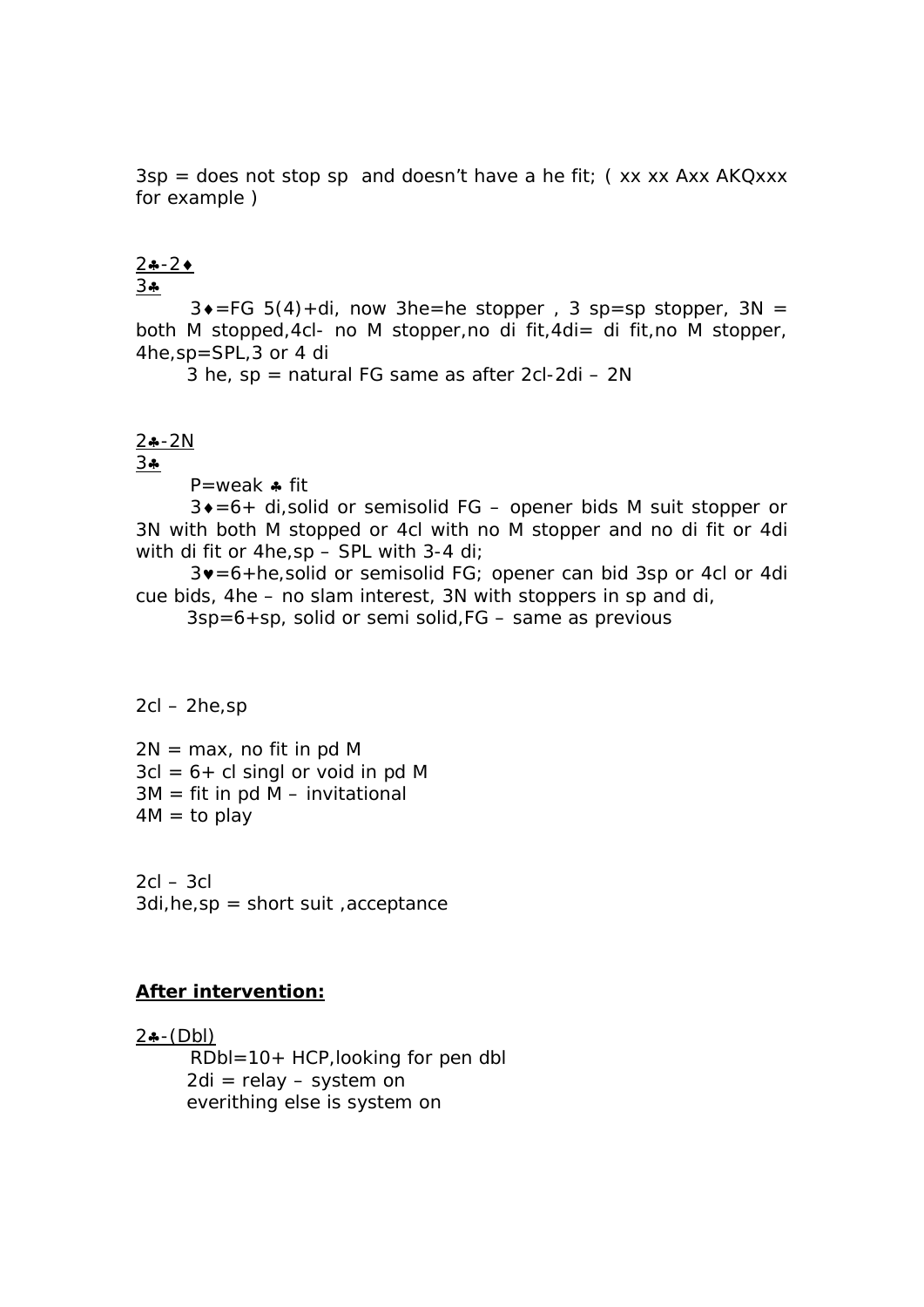3sp = does not stop sp  and doesn't have a he fit; ( xx xx Axx AKQxxx for example )

<u>2♣-2♦</u>
<u>3♣</u>

3♦=FG 5(4)+di, now 3he=he stopper , 3 sp=sp stopper, 3N = both M stopped,4cl- no M stopper,no di fit,4di= di fit,no M stopper, 4he,sp=SPL,3 or 4 di

3 he, sp = natural FG same as after 2cl-2di – 2N

<u>2♣-2N</u>
<u>3♣</u>

P=weak ♣ fit

3♦=6+ di,solid or semisolid FG – opener bids M suit stopper or 3N with both M stopped or 4cl with no M stopper and no di fit or 4di with di fit or 4he,sp – SPL with 3-4 di;

3♥=6+he,solid or semisolid FG; opener can bid 3sp or 4cl or 4di cue bids, 4he – no slam interest, 3N with stoppers in sp and di,

3sp=6+sp, solid or semi solid,FG – same as previous

2cl – 2he,sp

2N = max, no fit in pd M
3cl = 6+ cl singl or void in pd M
3M = fit in pd M – invitational
4M = to play

2cl – 3cl
3di,he,sp = short suit ,acceptance

**<u>After intervention:</u>**

<u>2♣-(Dbl)</u>

RDbl=10+ HCP,looking for pen dbl
2di = relay – system on
everithing else is system on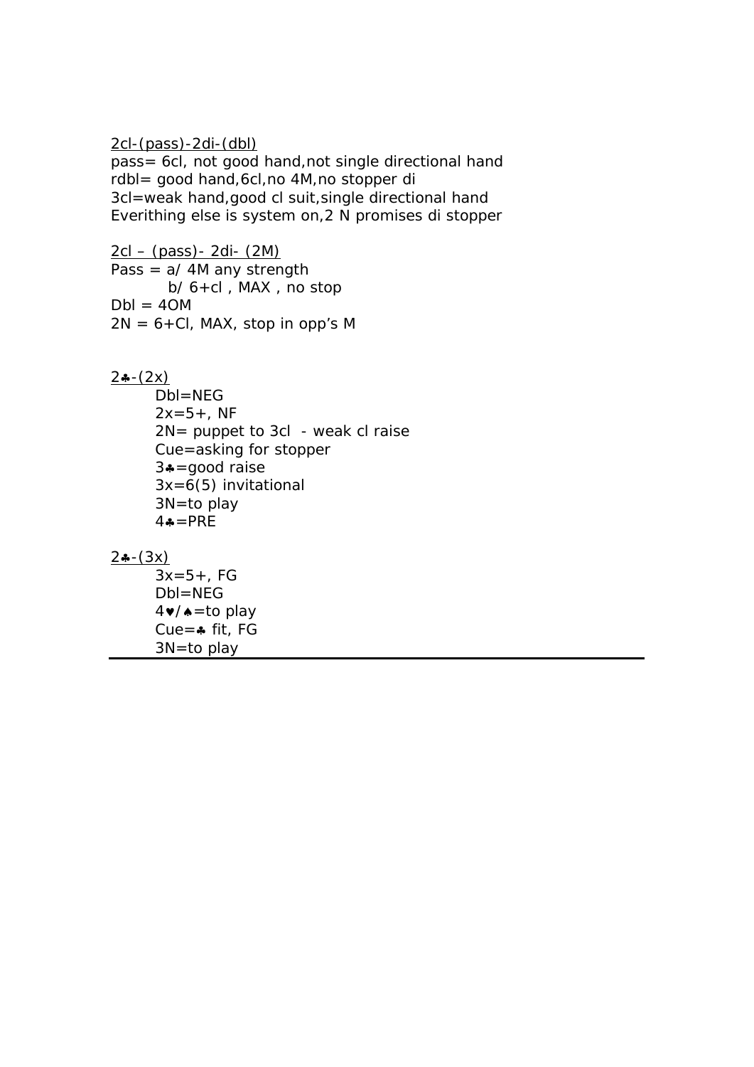<u>2cl-(pass)-2di-(dbl)</u>

pass= 6cl, not good hand,not single directional hand
rdbl= good hand,6cl,no 4M,no stopper di
3cl=weak hand,good cl suit,single directional hand
Everithing else is system on,2 N promises di stopper

<u>2cl – (pass)- 2di- (2M)</u>

Pass = a/ 4M any strength
b/ 6+cl , MAX , no stop
Dbl = 4OM
2N = 6+Cl, MAX, stop in opp's M

<u>2♣-(2x)</u>

- Dbl=NEG
- 2x=5+, NF
- 2N= puppet to 3cl - weak cl raise
- Cue=asking for stopper
- 3♣=good raise
- 3x=6(5) invitational
- 3N=to play
- 4♣=PRE

<u>2♣-(3x)</u>

- 3x=5+, FG
- Dbl=NEG
- 4♥/♠=to play
- Cue=♣ fit, FG
- 3N=to play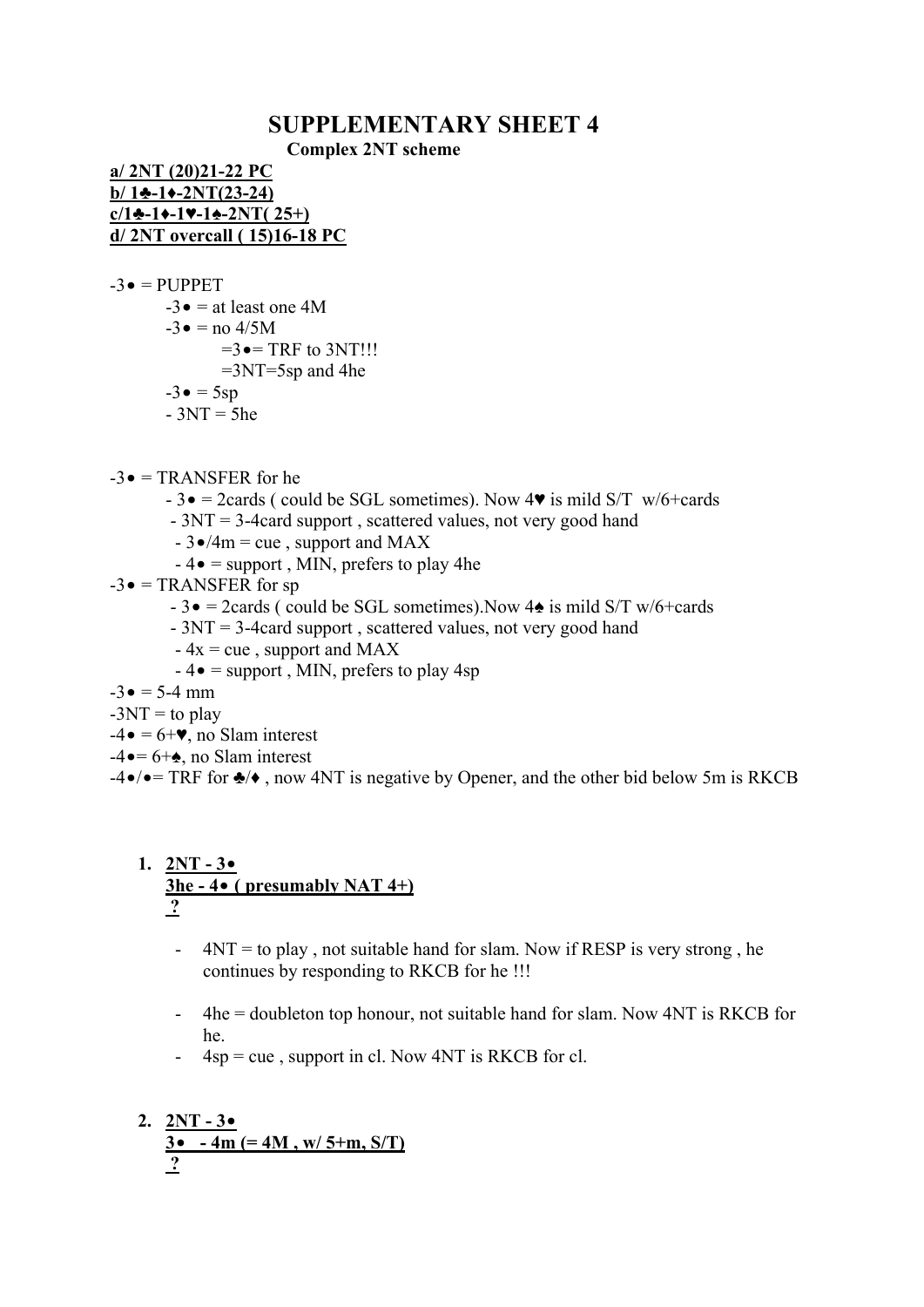# SUPPLEMENTARY SHEET 4

**Complex 2NT scheme**

**a/ 2NT (20)21-22 PC**
**b/ 1♣-1♦-2NT(23-24)**
**c/1♣-1♦-1♥-1♠-2NT( 25+)**
**d/ 2NT overcall ( 15)16-18 PC**

-3• = PUPPET

- -3• = at least one 4M
- -3• = no 4/5M
  - =3•= TRF to 3NT!!!
  - =3NT=5sp and 4he
- -3• = 5sp
- - 3NT = 5he

-3• = TRANSFER for he

- - 3• = 2cards ( could be SGL sometimes). Now 4♥ is mild S/T w/6+cards
- - 3NT = 3-4card support , scattered values, not very good hand
- - 3•/4m = cue , support and MAX
- - 4• = support , MIN, prefers to play 4he

-3• = TRANSFER for sp

- - 3• = 2cards ( could be SGL sometimes).Now 4♠ is mild S/T w/6+cards
- - 3NT = 3-4card support , scattered values, not very good hand
- - 4x = cue , support and MAX
- - 4• = support , MIN, prefers to play 4sp

-3• = 5-4 mm
-3NT = to play
-4• = 6+♥, no Slam interest
-4•= 6+♠, no Slam interest
-4•/•= TRF for ♣/♦ , now 4NT is negative by Opener, and the other bid below 5m is RKCB

1. **2NT - 3•**
   **3he - 4• ( presumably NAT 4+)**
   **?**

   - 4NT = to play , not suitable hand for slam. Now if RESP is very strong , he continues by responding to RKCB for he !!!
   - 4he = doubleton top honour, not suitable hand for slam. Now 4NT is RKCB for he.
   - 4sp = cue , support in cl. Now 4NT is RKCB for cl.

2. **2NT - 3•**
   **3• - 4m (= 4M , w/ 5+m, S/T)**
   **?**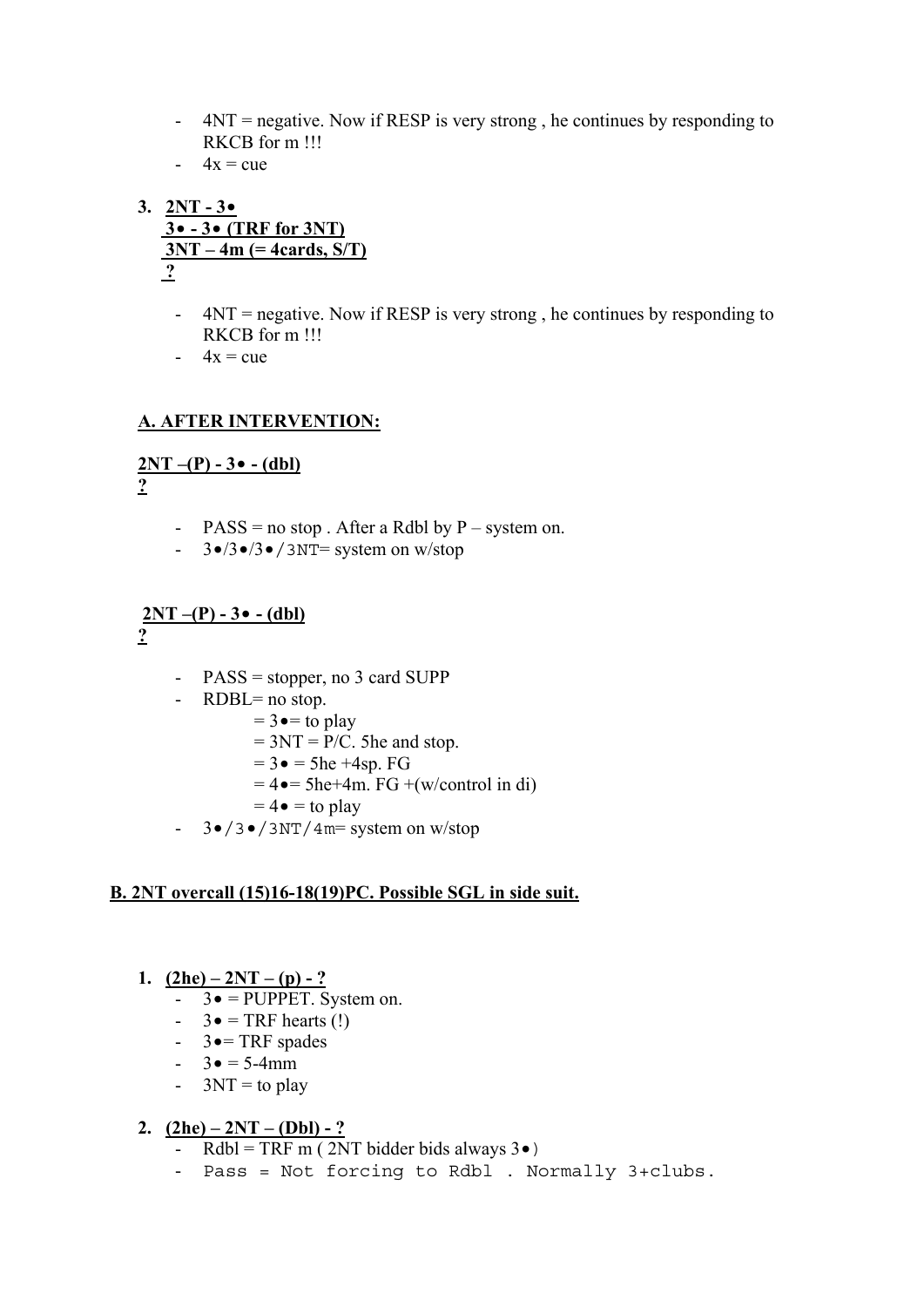- 4NT = negative. Now if RESP is very strong , he continues by responding to RKCB for m !!!
- 4x = cue

3. **<u>2NT - 3•</u>**
   **<u>3• - 3• (TRF for 3NT)</u>**
   **<u>3NT – 4m (= 4cards, S/T)</u>**
   **<u>?</u>**

   - 4NT = negative. Now if RESP is very strong , he continues by responding to RKCB for m !!!
   - 4x = cue

**<u>A. AFTER INTERVENTION:</u>**

**<u>2NT –(P) - 3• - (dbl)</u>**
**<u>?</u>**

- PASS = no stop . After a Rdbl by P – system on.
- 3•/3•/3•/3NT= system on w/stop

**<u>2NT –(P) - 3• - (dbl)</u>**
**<u>?</u>**

- PASS = stopper, no 3 card SUPP
- RDBL= no stop.
  - = 3•= to play
  - = 3NT = P/C. 5he and stop.
  - = 3• = 5he +4sp. FG
  - = 4•= 5he+4m. FG +(w/control in di)
  - = 4• = to play
- 3•/3•/3NT/4m= system on w/stop

**<u>B. 2NT overcall (15)16-18(19)PC. Possible SGL in side suit.</u>**

1. **<u>(2he) – 2NT – (p) - ?</u>**
   - 3• = PUPPET. System on.
   - 3• = TRF hearts (!)
   - 3•= TRF spades
   - 3• = 5-4mm
   - 3NT = to play

2. **<u>(2he) – 2NT – (Dbl) - ?</u>**
   - Rdbl = TRF m ( 2NT bidder bids always 3•)
   - Pass = Not forcing to Rdbl . Normally 3+clubs.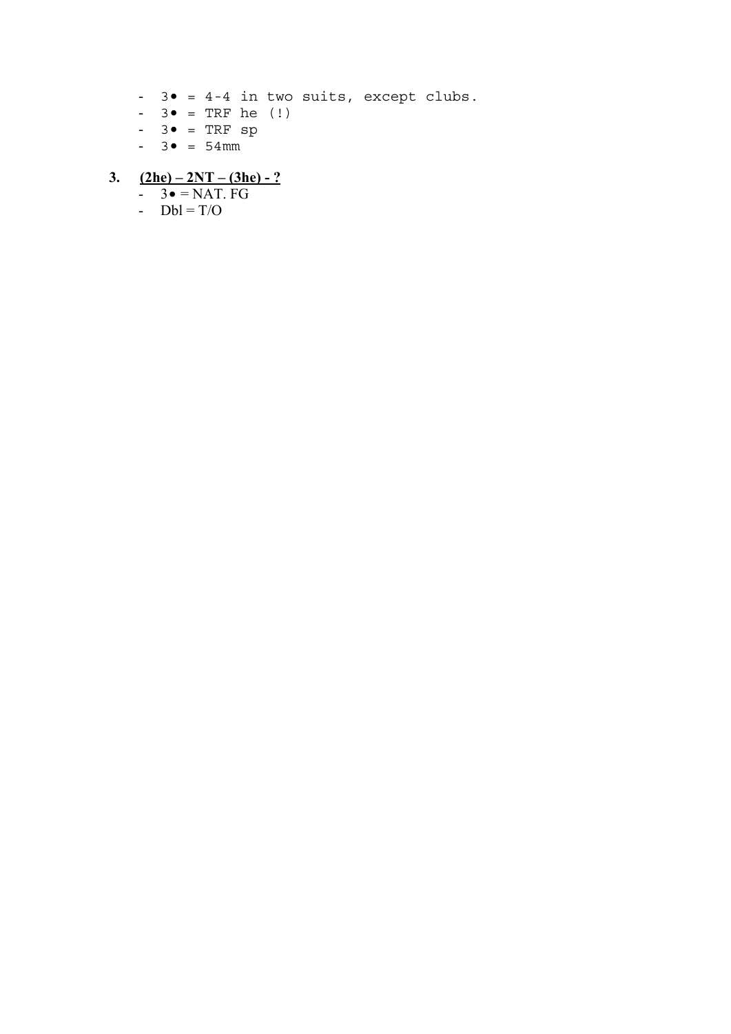- 3• = 4-4 in two suits, except clubs.
- 3• = TRF he (!)
- 3• = TRF sp
- 3• = 54mm

3. **(2he) – 2NT – (3he) - ?**
   - 3• = NAT. FG
   - Dbl = T/O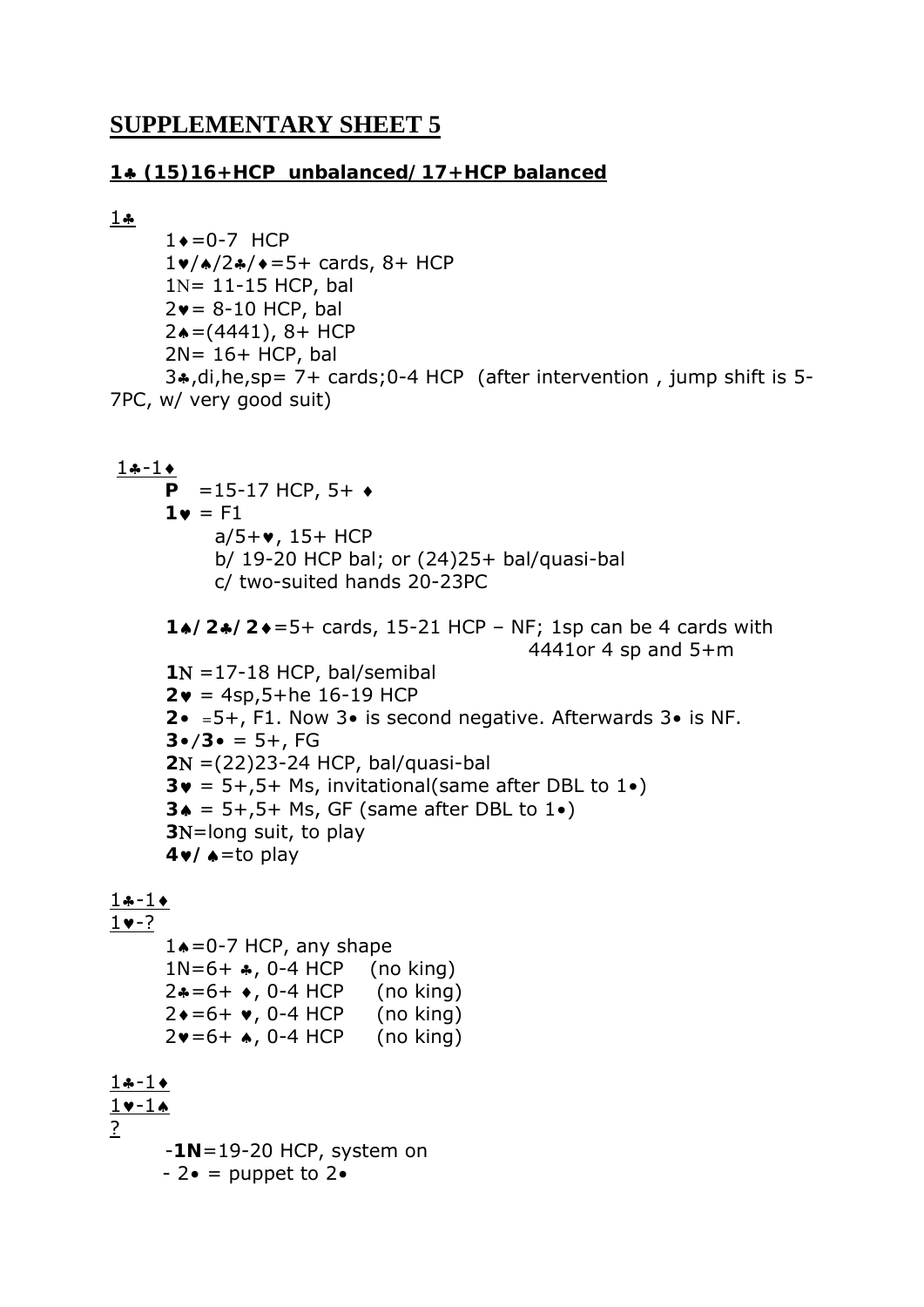## SUPPLEMENTARY SHEET 5

**1♣ (15)16+HCP unbalanced/17+HCP balanced**

1♣

- 1♦=0-7 HCP
- 1♥/♠/2♣/♦=5+ cards, 8+ HCP
- 1N= 11-15 HCP, bal
- 2♥= 8-10 HCP, bal
- 2♠=(4441), 8+ HCP
- 2N= 16+ HCP, bal
- 3♣,di,he,sp= 7+ cards;0-4 HCP (after intervention , jump shift is 5-7PC, w/ very good suit)

1♣-1♦

- **P** =15-17 HCP, 5+ ♦
- **1♥** = F1
  - a/5+♥, 15+ HCP
  - b/ 19-20 HCP bal; or (24)25+ bal/quasi-bal
  - c/ two-suited hands 20-23PC
- **1♠/2♣/2♦**=5+ cards, 15-21 HCP – NF; 1sp can be 4 cards with 4441or 4 sp and 5+m
- **1N** =17-18 HCP, bal/semibal
- **2♥** = 4sp,5+he 16-19 HCP
- **2•** =5+, F1. Now 3• is second negative. Afterwards 3• is NF.
- **3•/3•** = 5+, FG
- **2N** =(22)23-24 HCP, bal/quasi-bal
- **3♥** = 5+,5+ Ms, invitational(same after DBL to 1•)
- **3♠** = 5+,5+ Ms, GF (same after DBL to 1•)
- **3N**=long suit, to play
- **4♥/ ♠**=to play

1♣-1♦
1♥-?

- 1♠=0-7 HCP, any shape
- 1N=6+ ♣, 0-4 HCP (no king)
- 2♣=6+ ♦, 0-4 HCP (no king)
- 2♦=6+ ♥, 0-4 HCP (no king)
- 2♥=6+ ♠, 0-4 HCP (no king)

1♣-1♦
1♥-1♠
?

- -**1N**=19-20 HCP, system on
- - 2• = puppet to 2•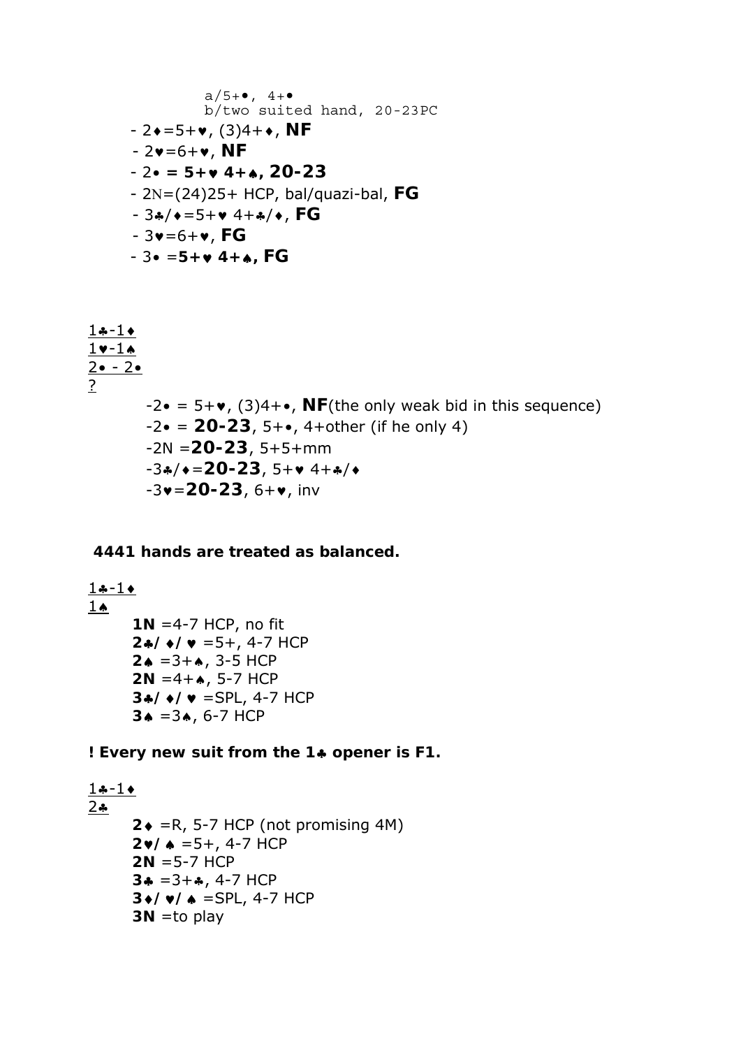a/5+•, 4+•
b/two suited hand, 20-23PC

- 2♦=5+♥, (3)4+♦, **NF**
- 2♥=6+♥, **NF**
- 2• **= 5+♥ 4+♠, 20-23**
- 2N=(24)25+ HCP, bal/quazi-bal, **FG**
- 3♣/♦=5+♥ 4+♣/♦, **FG**
- 3♥=6+♥, **FG**
- 3• =**5+♥ 4+♠, FG**

<u>1♣-1♦</u>
<u>1♥-1♠</u>
<u>2• - 2•</u>
<u>?</u>

- -2• = 5+♥, (3)4+•, **NF**(the only weak bid in this sequence)
- -2• = **20-23**, 5+•, 4+other (if he only 4)
- -2N =**20-23**, 5+5+mm
- -3♣/♦=**20-23**, 5+♥ 4+♣/♦
- -3♥=**20-23**, 6+♥, inv

**4441 hands are treated as balanced.**

<u>1♣-1♦</u>
<u>1♠</u>

- **1N** =4-7 HCP, no fit
- **2♣/ ♦/ ♥** =5+, 4-7 HCP
- **2♠** =3+♠, 3-5 HCP
- **2N** =4+♠, 5-7 HCP
- **3♣/ ♦/ ♥** =SPL, 4-7 HCP
- **3♠** =3♠, 6-7 HCP

**! Every new suit from the 1♣ opener is F1.**

<u>1♣-1♦</u>
<u>2♣</u>

- **2♦** =R, 5-7 HCP (not promising 4M)
- **2♥/ ♠** =5+, 4-7 HCP
- **2N** =5-7 HCP
- **3♣** =3+♣, 4-7 HCP
- **3♦/ ♥/ ♠** =SPL, 4-7 HCP
- **3N** =to play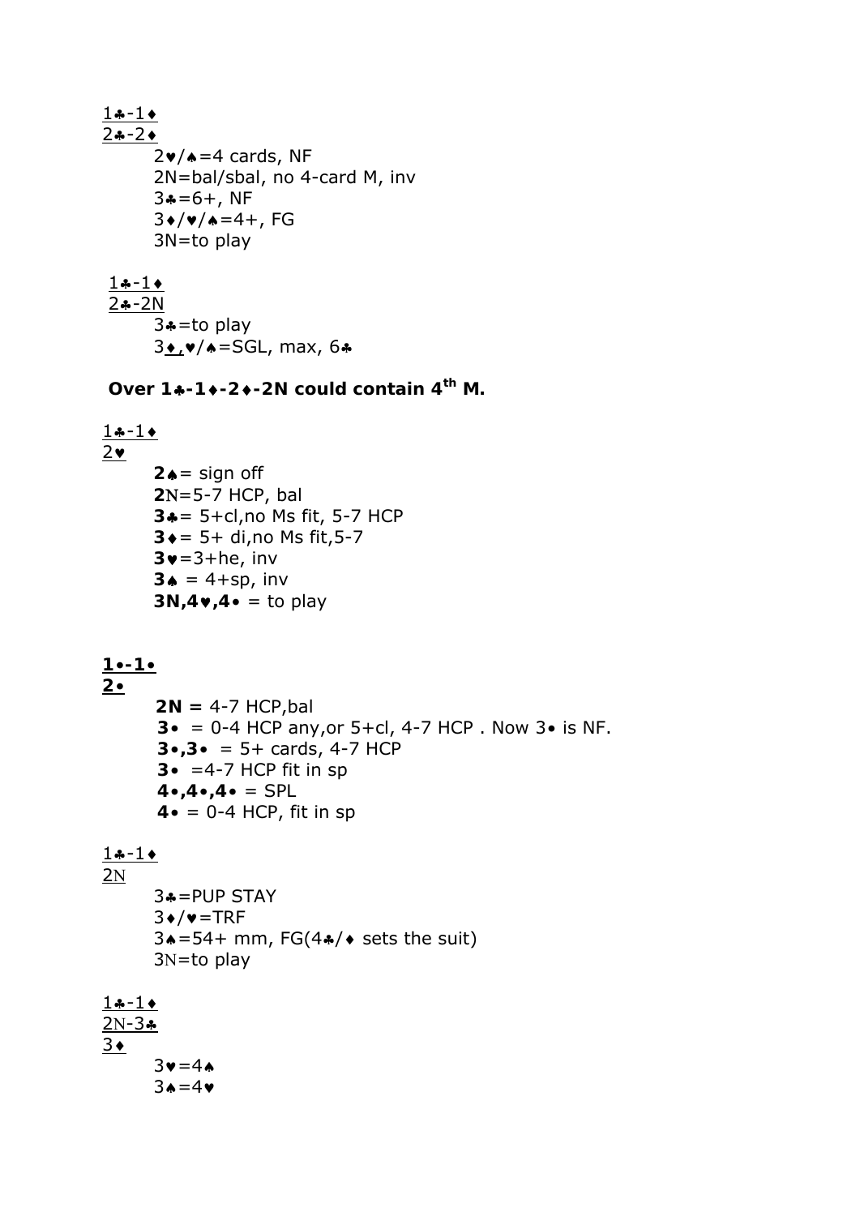1♣-1♦
2♣-2♦

2♥/♠=4 cards, NF
2N=bal/sbal, no 4-card M, inv
3♣=6+, NF
3♦/♥/♠=4+, FG
3N=to play

1♣-1♦
2♣-2N

3♣=to play
3♦,♥/♠=SGL, max, 6♣

**Over 1♣-1♦-2♦-2N could contain 4th M.**

1♣-1♦
2♥

**2♠**= sign off
**2N**=5-7 HCP, bal
**3♣**= 5+cl,no Ms fit, 5-7 HCP
**3♦**= 5+ di,no Ms fit,5-7
**3♥**=3+he, inv
**3♠** = 4+sp, inv
**3N,4♥,4•** = to play

**1•-1•**
**2•**

**2N =** 4-7 HCP,bal
**3•** = 0-4 HCP any,or 5+cl, 4-7 HCP . Now 3• is NF.
**3•,3•** = 5+ cards, 4-7 HCP
**3•** =4-7 HCP fit in sp
**4•,4•,4•** = SPL
**4•** = 0-4 HCP, fit in sp

1♣-1♦
2N

3♣=PUP STAY
3♦/♥=TRF
3♠=54+ mm, FG(4♣/♦ sets the suit)
3N=to play

1♣-1♦
2N-3♣
3♦

3♥=4♠
3♠=4♥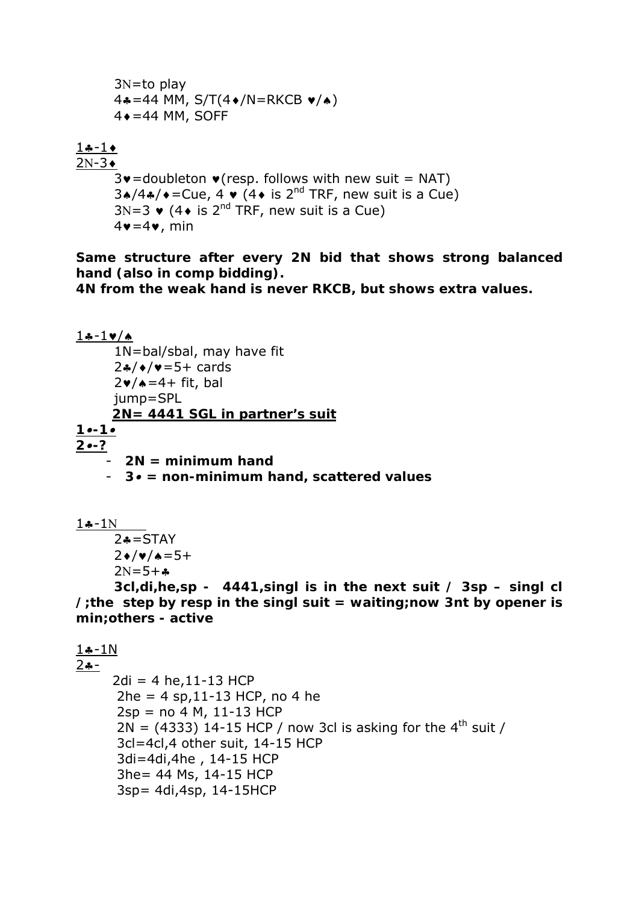3N=to play
4♣=44 MM, S/T(4♦/N=RKCB ♥/♠)
4♦=44 MM, SOFF

<u>1♣-1♦</u>
<u>2N-3♦</u>

3♥=doubleton ♥(resp. follows with new suit = NAT)
3♠/4♣/♦=Cue, 4 ♥ (4♦ is 2nd TRF, new suit is a Cue)
3N=3 ♥ (4♦ is 2nd TRF, new suit is a Cue)
4♥=4♥, min

**Same structure after every 2N bid that shows strong balanced hand (also in comp bidding).**
**4N from the weak hand is never RKCB, but shows extra values.**

<u>1♣-1♥/♠</u>

1N=bal/sbal, may have fit
2♣/♦/♥=5+ cards
2♥/♠=4+ fit, bal
jump=SPL
**<u>2N= 4441 SGL in partner's suit</u>**

**<u>1•-1•</u>**
**<u>2•-?</u>**

- **2N = minimum hand**
- **3• = non-minimum hand, scattered values**

<u>1♣-1N</u>

2♣=STAY
2♦/♥/♠=5+
2N=5+♣
**3cl,di,he,sp - 4441,singl is in the next suit / 3sp – singl cl /;the step by resp in the singl suit = waiting;now 3nt by opener is min;others - active**

<u>1♣-1N</u>
<u>2♣-</u>

2di = 4 he,11-13 HCP
2he = 4 sp,11-13 HCP, no 4 he
2sp = no 4 M, 11-13 HCP
2N = (4333) 14-15 HCP / now 3cl is asking for the 4th suit /
3cl=4cl,4 other suit, 14-15 HCP
3di=4di,4he , 14-15 HCP
3he= 44 Ms, 14-15 HCP
3sp= 4di,4sp, 14-15HCP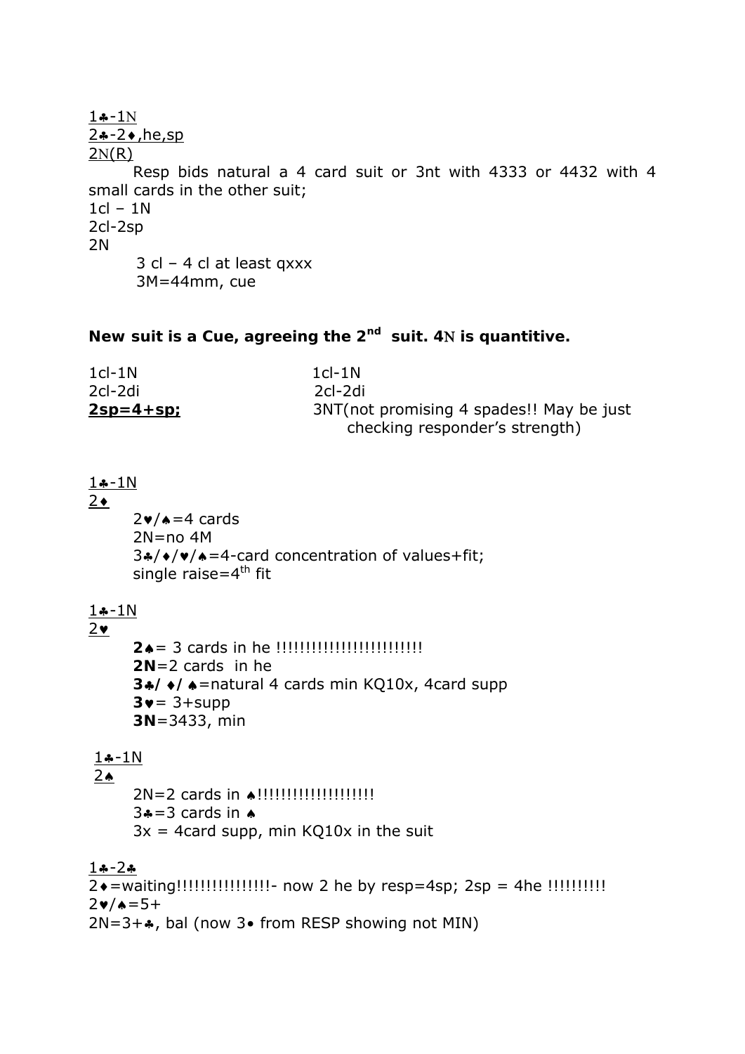<u>1♣-1N</u>
<u>2♣-2♦,he,sp</u>
<u>2N(R)</u>

Resp bids natural a 4 card suit or 3nt with 4333 or 4432 with 4 small cards in the other suit;

1cl – 1N
2cl-2sp
2N

3 cl – 4 cl at least qxxx
3M=44mm, cue

**New suit is a Cue, agreeing the 2nd suit. 4N is quantitive.**

1cl-1N
2cl-2di
**<u>2sp=4+sp;</u>**

1cl-1N
2cl-2di
3NT(not promising 4 spades!! May be just checking responder's strength)

<u>1♣-1N</u>
<u>2♦</u>

2♥/♠=4 cards
2N=no 4M
3♣/♦/♥/♠=4-card concentration of values+fit;
single raise=4th fit

<u>1♣-1N</u>
<u>2♥</u>

**2♠**= 3 cards in he !!!!!!!!!!!!!!!!!!!!!!!!!
**2N**=2 cards in he
**3♣/ ♦/ ♠**=natural 4 cards min KQ10x, 4card supp
**3♥**= 3+supp
**3N**=3433, min

<u>1♣-1N</u>
<u>2♠</u>

2N=2 cards in ♠!!!!!!!!!!!!!!!!!!!!
3♣=3 cards in ♠
3x = 4card supp, min KQ10x in the suit

<u>1♣-2♣</u>
2♦=waiting!!!!!!!!!!!!!!!!- now 2 he by resp=4sp; 2sp = 4he !!!!!!!!!!
2♥/♠=5+
2N=3+♣, bal (now 3• from RESP showing not MIN)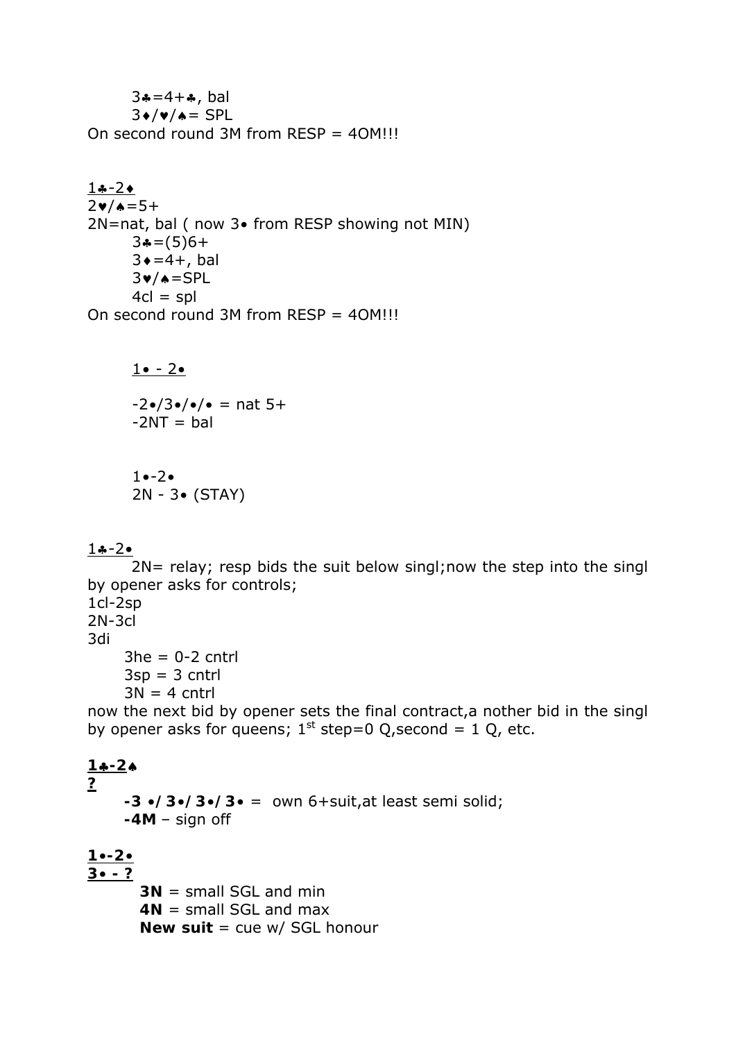3♣=4+♣, bal
3♦/♥/♠= SPL
On second round 3M from RESP = 4OM!!!

<u>1♣-2♦</u>
2♥/♠=5+
2N=nat, bal ( now 3• from RESP showing not MIN)
3♣=(5)6+
3♦=4+, bal
3♥/♠=SPL
4cl = spl
On second round 3M from RESP = 4OM!!!

<u>1• - 2•</u>

-2•/3•/•/• = nat 5+
-2NT = bal

1•-2•
2N - 3• (STAY)

<u>1♣-2•</u>
2N= relay; resp bids the suit below singl;now the step into the singl by opener asks for controls;
1cl-2sp
2N-3cl
3di
3he = 0-2 cntrl
3sp = 3 cntrl
3N = 4 cntrl
now the next bid by opener sets the final contract,a nother bid in the singl by opener asks for queens; 1st step=0 Q,second = 1 Q, etc.

**<u>1♣-2♠</u>**
**<u>?</u>**
**-3 •/ 3•/ 3•/ 3•** = own 6+suit,at least semi solid;
**-4M** – sign off

**<u>1•-2•</u>**
**<u>3• - ?</u>**
**3N** = small SGL and min
**4N** = small SGL and max
**New suit** = cue w/ SGL honour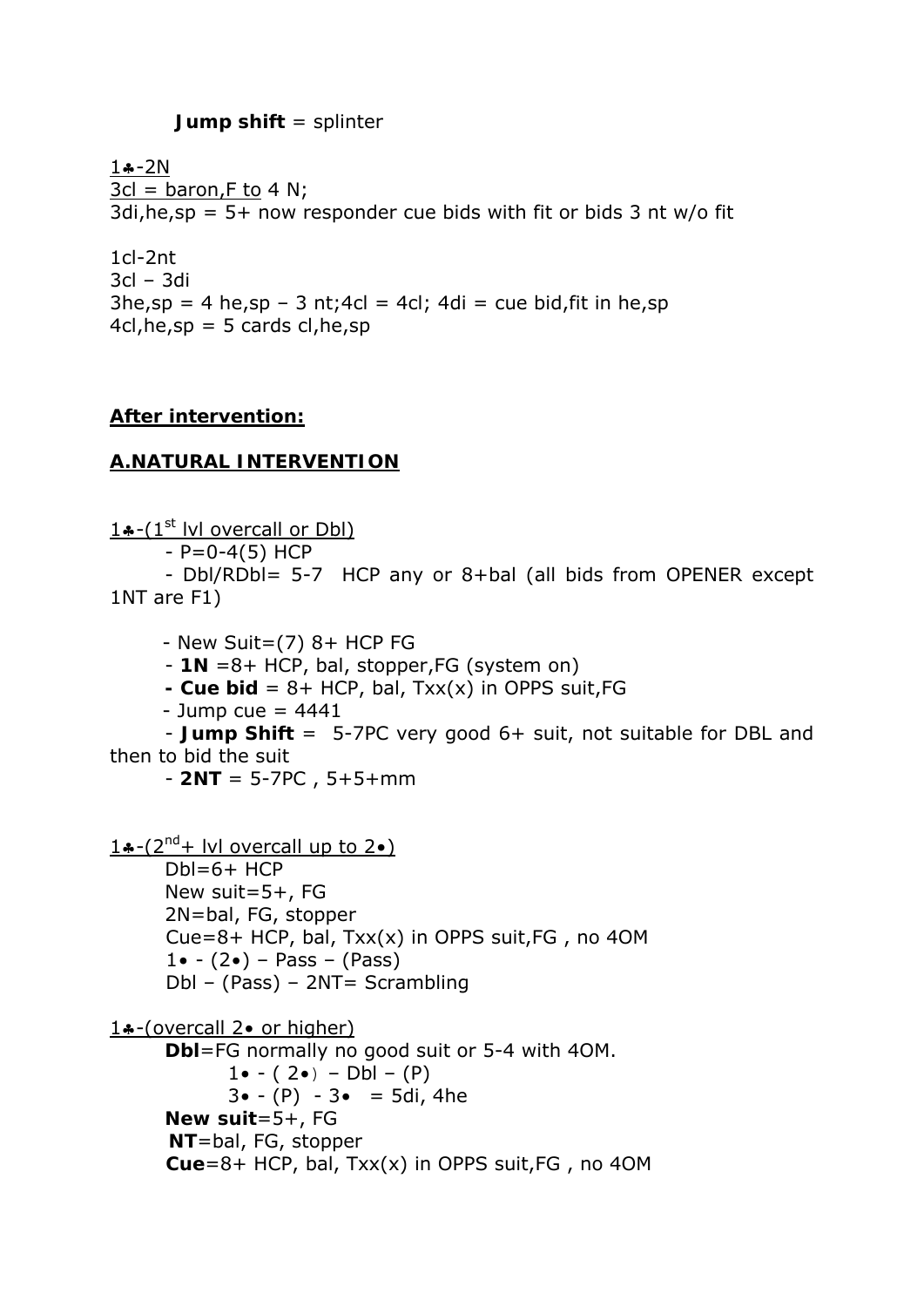**Jump shift** = splinter

1♣-2N
3cl = baron,F to 4 N;
3di,he,sp = 5+ now responder cue bids with fit or bids 3 nt w/o fit

1cl-2nt
3cl – 3di
3he,sp = 4 he,sp – 3 nt;4cl = 4cl; 4di = cue bid,fit in he,sp
4cl,he,sp = 5 cards cl,he,sp

**After intervention:**

**A.NATURAL INTERVENTION**

1♣-(1st lvl overcall or Dbl)

- P=0-4(5) HCP
- Dbl/RDbl= 5-7 HCP any or 8+bal (all bids from OPENER except 1NT are F1)
- New Suit=(7) 8+ HCP FG
- **1N** =8+ HCP, bal, stopper,FG (system on)
- **Cue bid** = 8+ HCP, bal, Txx(x) in OPPS suit,FG
- Jump cue = 4441
- **Jump Shift** = 5-7PC very good 6+ suit, not suitable for DBL and then to bid the suit
- **2NT** = 5-7PC , 5+5+mm

1♣-(2nd+ lvl overcall up to 2♦)

Dbl=6+ HCP
New suit=5+, FG
2N=bal, FG, stopper
Cue=8+ HCP, bal, Txx(x) in OPPS suit,FG , no 4OM
1♦ - (2♦) – Pass – (Pass)
Dbl – (Pass) – 2NT= Scrambling

1♣-(overcall 2♦ or higher)

**Dbl**=FG normally no good suit or 5-4 with 4OM.
1♦ - ( 2♦) – Dbl – (P)
3♦ - (P) - 3♦ = 5di, 4he
**New suit**=5+, FG
**NT**=bal, FG, stopper
**Cue**=8+ HCP, bal, Txx(x) in OPPS suit,FG , no 4OM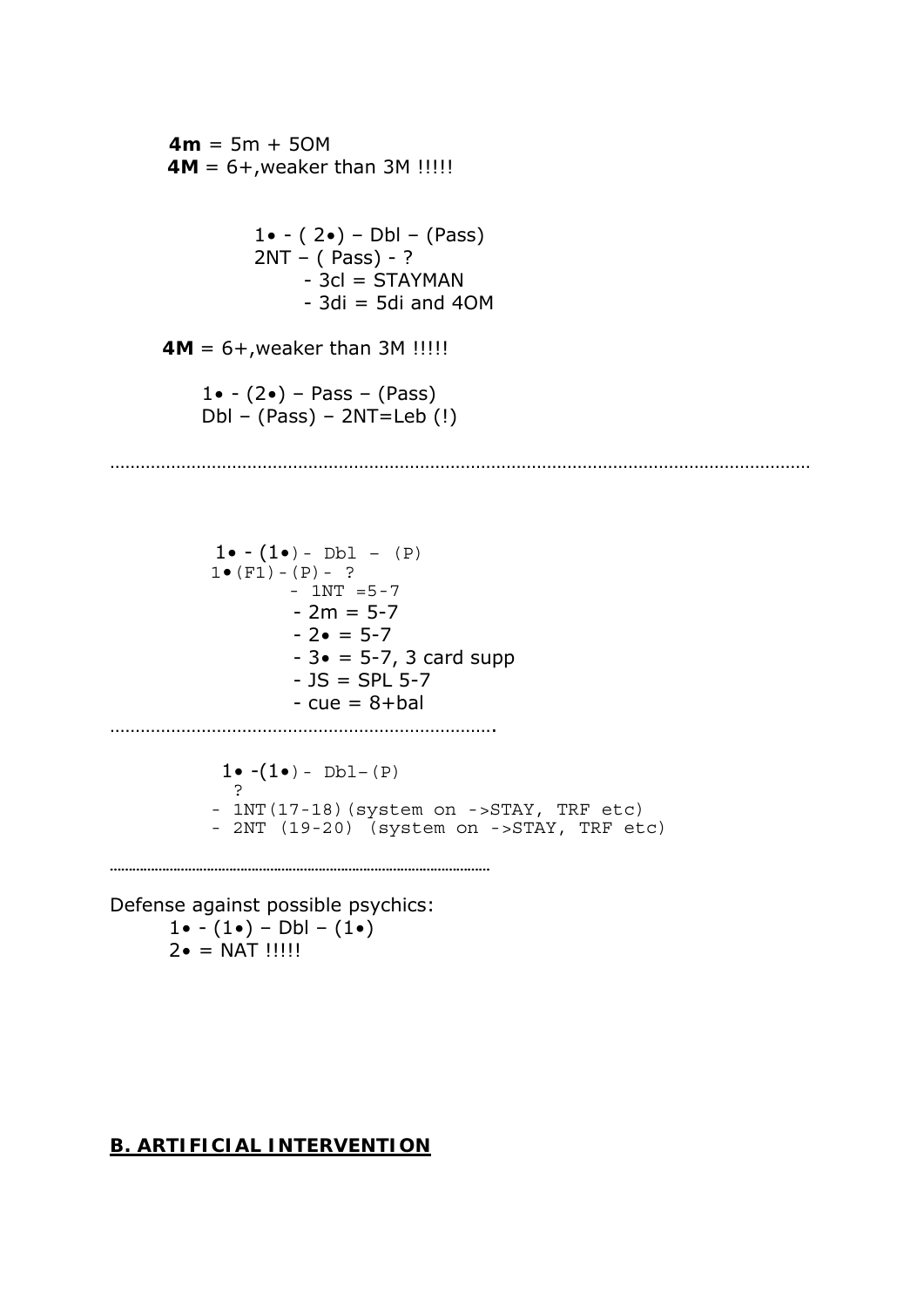**4m** = 5m + 5OM
**4M** = 6+,weaker than 3M !!!!!

1• - ( 2•) – Dbl – (Pass)
2NT – ( Pass) - ?
- 3cl = STAYMAN
- 3di = 5di and 4OM

**4M** = 6+,weaker than 3M !!!!!

1• - (2•) – Pass – (Pass)
Dbl – (Pass) – 2NT=Leb (!)

………………………………………………………………………………………………………………………

1• - (1•)- Dbl – (P)
1•(F1)-(P)- ?
- 1NT =5-7
- 2m = 5-7
- 2• = 5-7
- 3• = 5-7, 3 card supp
- JS = SPL 5-7
- cue = 8+bal

………………………………………………………………….

1• -(1•)- Dbl–(P)
?
- 1NT(17-18)(system on ->STAY, TRF etc)
- 2NT (19-20) (system on ->STAY, TRF etc)

………………………………………………………………………………

Defense against possible psychics:

1• - (1•) – Dbl – (1•)
2• = NAT !!!!!

## B. ARTIFICIAL INTERVENTION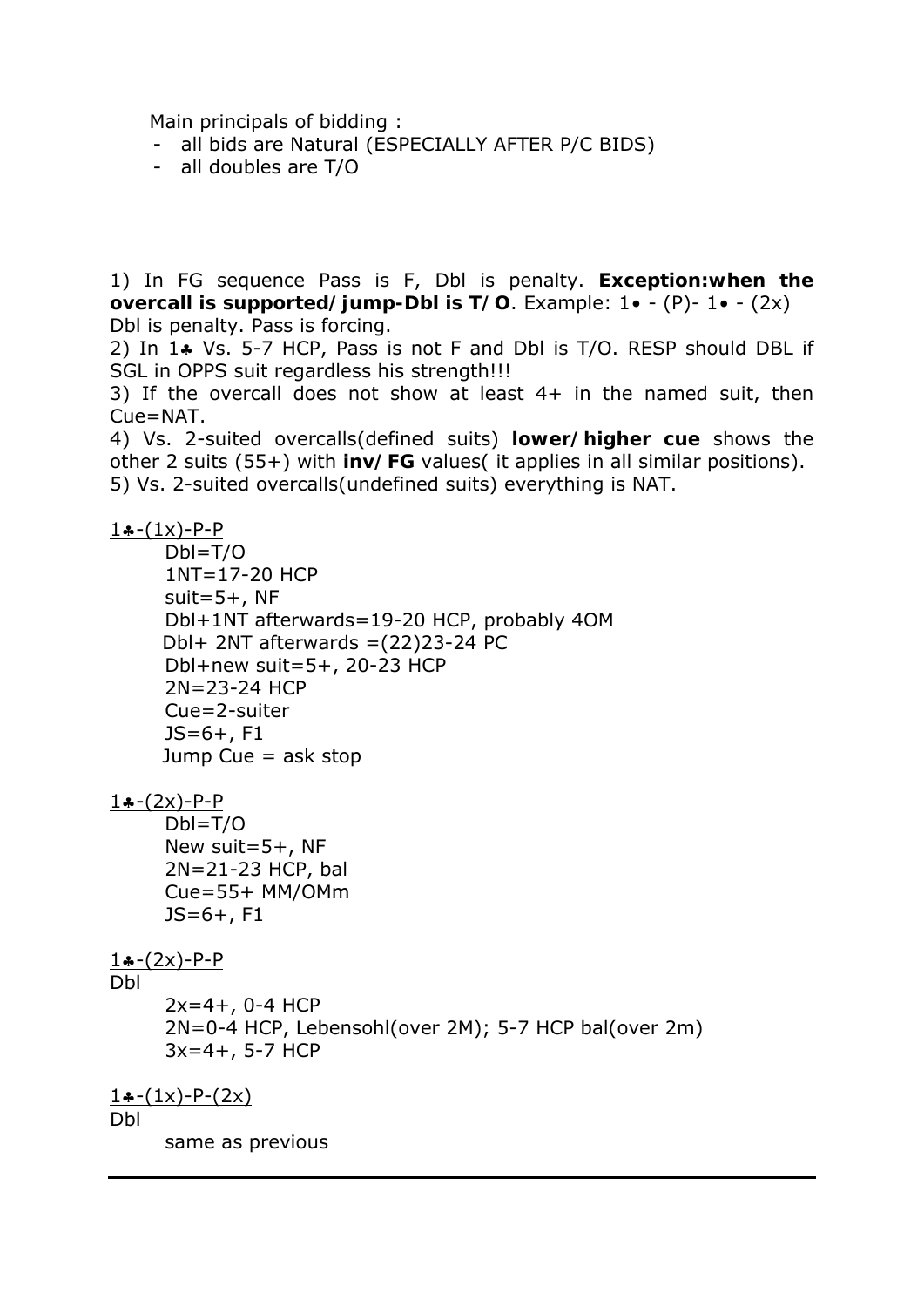Main principals of bidding :

- all bids are Natural (ESPECIALLY AFTER P/C BIDS)
- all doubles are T/O

1) In FG sequence Pass is F, Dbl is penalty. **Exception:when the overcall is supported/jump-Dbl is T/O**. Example: 1• - (P)- 1• - (2x) Dbl is penalty. Pass is forcing.

2) In 1♣ Vs. 5-7 HCP, Pass is not F and Dbl is T/O. RESP should DBL if SGL in OPPS suit regardless his strength!!!

3) If the overcall does not show at least 4+ in the named suit, then Cue=NAT.

4) Vs. 2-suited overcalls(defined suits) **lower/higher cue** shows the other 2 suits (55+) with **inv/FG** values( it applies in all similar positions).

5) Vs. 2-suited overcalls(undefined suits) everything is NAT.

<u>1♣-(1x)-P-P</u>

Dbl=T/O
1NT=17-20 HCP
suit=5+, NF
Dbl+1NT afterwards=19-20 HCP, probably 4OM
Dbl+ 2NT afterwards =(22)23-24 PC
Dbl+new suit=5+, 20-23 HCP
2N=23-24 HCP
Cue=2-suiter
JS=6+, F1
Jump Cue = ask stop

<u>1♣-(2x)-P-P</u>

Dbl=T/O
New suit=5+, NF
2N=21-23 HCP, bal
Cue=55+ MM/OMm
JS=6+, F1

<u>1♣-(2x)-P-P</u>
<u>Dbl</u>

2x=4+, 0-4 HCP
2N=0-4 HCP, Lebensohl(over 2M); 5-7 HCP bal(over 2m)
3x=4+, 5-7 HCP

<u>1♣-(1x)-P-(2x)</u>
<u>Dbl</u>

same as previous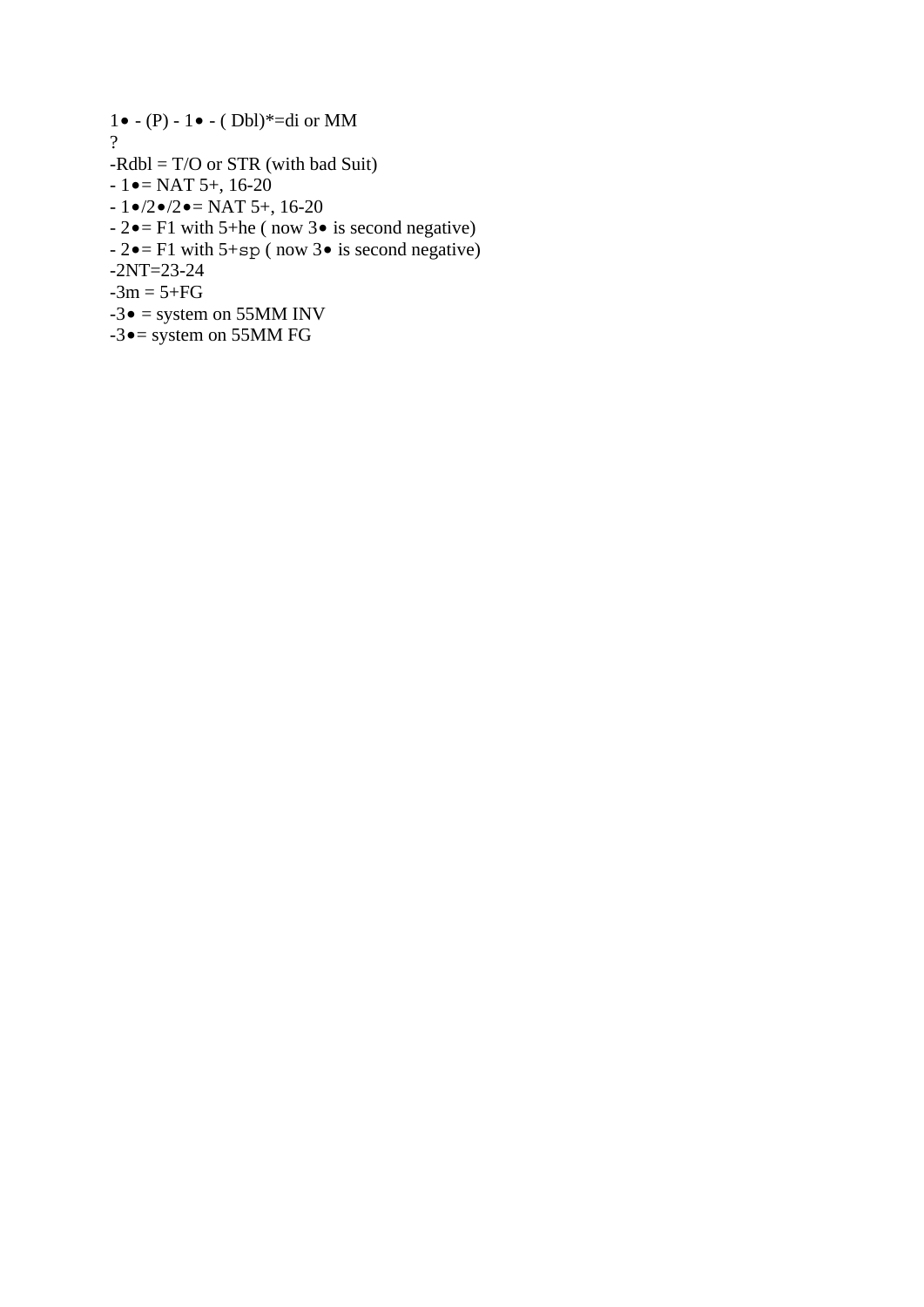1• - (P) - 1• - ( Dbl)*=di or MM

?

-Rdbl = T/O or STR (with bad Suit)

- 1•= NAT 5+, 16-20

- 1•/2•/2•= NAT 5+, 16-20

- 2•= F1 with 5+he ( now 3• is second negative)

- 2•= F1 with 5+sp ( now 3• is second negative)

-2NT=23-24

-3m = 5+FG

-3• = system on 55MM INV

-3•= system on 55MM FG